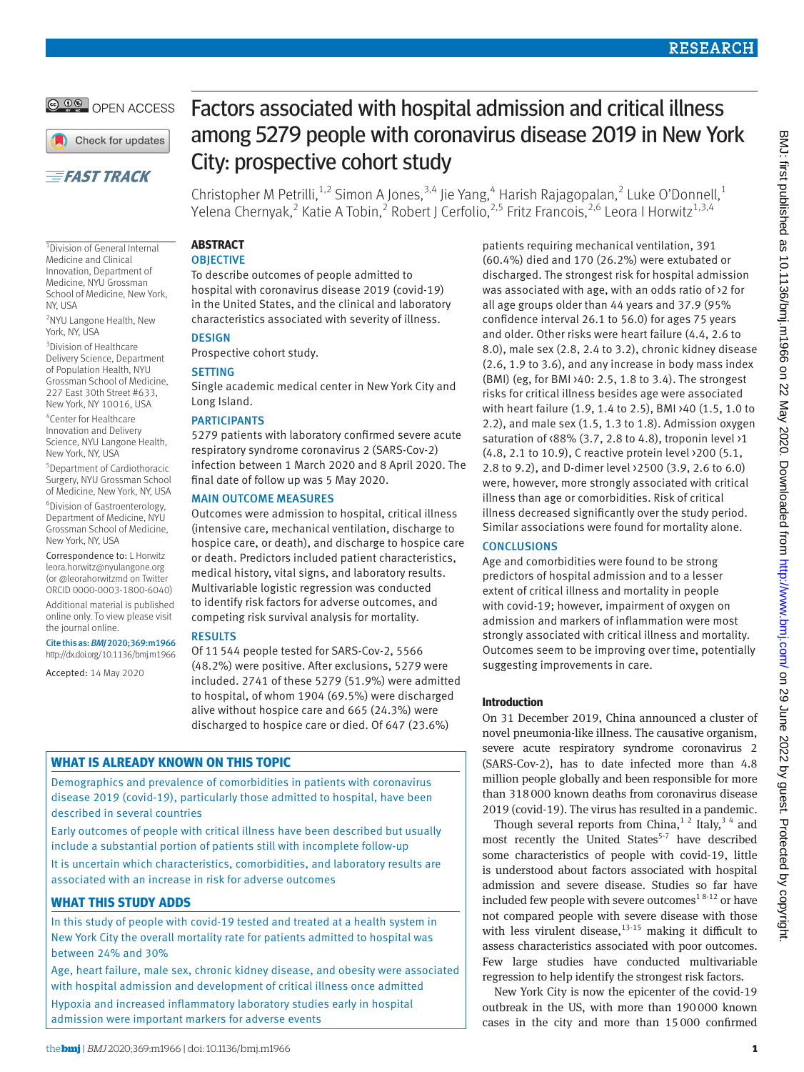# Factors associated with hospital admission and critical illness among 5279 people with coronavirus disease 2019 in New York City: prospective cohort study

Christopher M Petrilli,[1,2] Simon A Jones,[3,4] Jie Yang,[4] Harish Rajagopalan,[2] Luke O'Donnell,[1] Yelena Chernyak,[2] Katie A Tobin,[2] Robert J Cerfolio,[2,5] Fritz Francois,[2,6] Leora I Horwitz[1,3,4]

[1]Division of General Internal Medicine and Clinical Innovation, Department of Medicine, NYU Grossman School of Medicine, New York, NY, USA

[2]NYU Langone Health, New York, NY, USA

[3]Division of Healthcare Delivery Science, Department of Population Health, NYU Grossman School of Medicine, 227 East 30th Street #633, New York, NY 10016, USA

[4]Center for Healthcare Innovation and Delivery Science, NYU Langone Health, New York, NY, USA

[5]Department of Cardiothoracic Surgery, NYU Grossman School of Medicine, New York, NY, USA

[6]Division of Gastroenterology, Department of Medicine, NYU Grossman School of Medicine, New York, NY, USA

Correspondence to: L Horwitz leora.horwitz@nyulangone.org (or @leorahorwitzmd on Twitter ORCID 0000-0003-1800-6040)

Additional material is published online only. To view please visit the journal online.

Cite this as: *BMJ* 2020;369:m1966
http://dx.doi.org/10.1136/bmj.m1966

Accepted: 14 May 2020

## ABSTRACT

### OBJECTIVE

To describe outcomes of people admitted to hospital with coronavirus disease 2019 (covid-19) in the United States, and the clinical and laboratory characteristics associated with severity of illness.

### DESIGN

Prospective cohort study.

### SETTING

Single academic medical center in New York City and Long Island.

### PARTICIPANTS

5279 patients with laboratory confirmed severe acute respiratory syndrome coronavirus 2 (SARS-Cov-2) infection between 1 March 2020 and 8 April 2020. The final date of follow up was 5 May 2020.

### MAIN OUTCOME MEASURES

Outcomes were admission to hospital, critical illness (intensive care, mechanical ventilation, discharge to hospice care, or death), and discharge to hospice care or death. Predictors included patient characteristics, medical history, vital signs, and laboratory results. Multivariable logistic regression was conducted to identify risk factors for adverse outcomes, and competing risk survival analysis for mortality.

### RESULTS

Of 11 544 people tested for SARS-Cov-2, 5566 (48.2%) were positive. After exclusions, 5279 were included. 2741 of these 5279 (51.9%) were admitted to hospital, of whom 1904 (69.5%) were discharged alive without hospice care and 665 (24.3%) were discharged to hospice care or died. Of 647 (23.6%) patients requiring mechanical ventilation, 391 (60.4%) died and 170 (26.2%) were extubated or discharged. The strongest risk for hospital admission was associated with age, with an odds ratio of >2 for all age groups older than 44 years and 37.9 (95% confidence interval 26.1 to 56.0) for ages 75 years and older. Other risks were heart failure (4.4, 2.6 to 8.0), male sex (2.8, 2.4 to 3.2), chronic kidney disease (2.6, 1.9 to 3.6), and any increase in body mass index (BMI) (eg, for BMI >40: 2.5, 1.8 to 3.4). The strongest risks for critical illness besides age were associated with heart failure (1.9, 1.4 to 2.5), BMI >40 (1.5, 1.0 to 2.2), and male sex (1.5, 1.3 to 1.8). Admission oxygen saturation of <88% (3.7, 2.8 to 4.8), troponin level >1 (4.8, 2.1 to 10.9), C reactive protein level >200 (5.1, 2.8 to 9.2), and D-dimer level >2500 (3.9, 2.6 to 6.0) were, however, more strongly associated with critical illness than age or comorbidities. Risk of critical illness decreased significantly over the study period. Similar associations were found for mortality alone.

### CONCLUSIONS

Age and comorbidities were found to be strong predictors of hospital admission and to a lesser extent of critical illness and mortality in people with covid-19; however, impairment of oxygen on admission and markers of inflammation were most strongly associated with critical illness and mortality. Outcomes seem to be improving over time, potentially suggesting improvements in care.

## WHAT IS ALREADY KNOWN ON THIS TOPIC

Demographics and prevalence of comorbidities in patients with coronavirus disease 2019 (covid-19), particularly those admitted to hospital, have been described in several countries

Early outcomes of people with critical illness have been described but usually include a substantial portion of patients still with incomplete follow-up

It is uncertain which characteristics, comorbidities, and laboratory results are associated with an increase in risk for adverse outcomes

## WHAT THIS STUDY ADDS

In this study of people with covid-19 tested and treated at a health system in New York City the overall mortality rate for patients admitted to hospital was between 24% and 30%

Age, heart failure, male sex, chronic kidney disease, and obesity were associated with hospital admission and development of critical illness once admitted

Hypoxia and increased inflammatory laboratory studies early in hospital admission were important markers for adverse events

## Introduction

On 31 December 2019, China announced a cluster of novel pneumonia-like illness. The causative organism, severe acute respiratory syndrome coronavirus 2 (SARS-Cov-2), has to date infected more than 4.8 million people globally and been responsible for more than 318 000 known deaths from coronavirus disease 2019 (covid-19). The virus has resulted in a pandemic.

Though several reports from China,[1,2] Italy,[3,4] and most recently the United States[5-7] have described some characteristics of people with covid-19, little is understood about factors associated with hospital admission and severe disease. Studies so far have included few people with severe outcomes[1,8-12] or have not compared people with severe disease with those with less virulent disease,[13-15] making it difficult to assess characteristics associated with poor outcomes. Few large studies have conducted multivariable regression to help identify the strongest risk factors.

New York City is now the epicenter of the covid-19 outbreak in the US, with more than 190 000 known cases in the city and more than 15 000 confirmed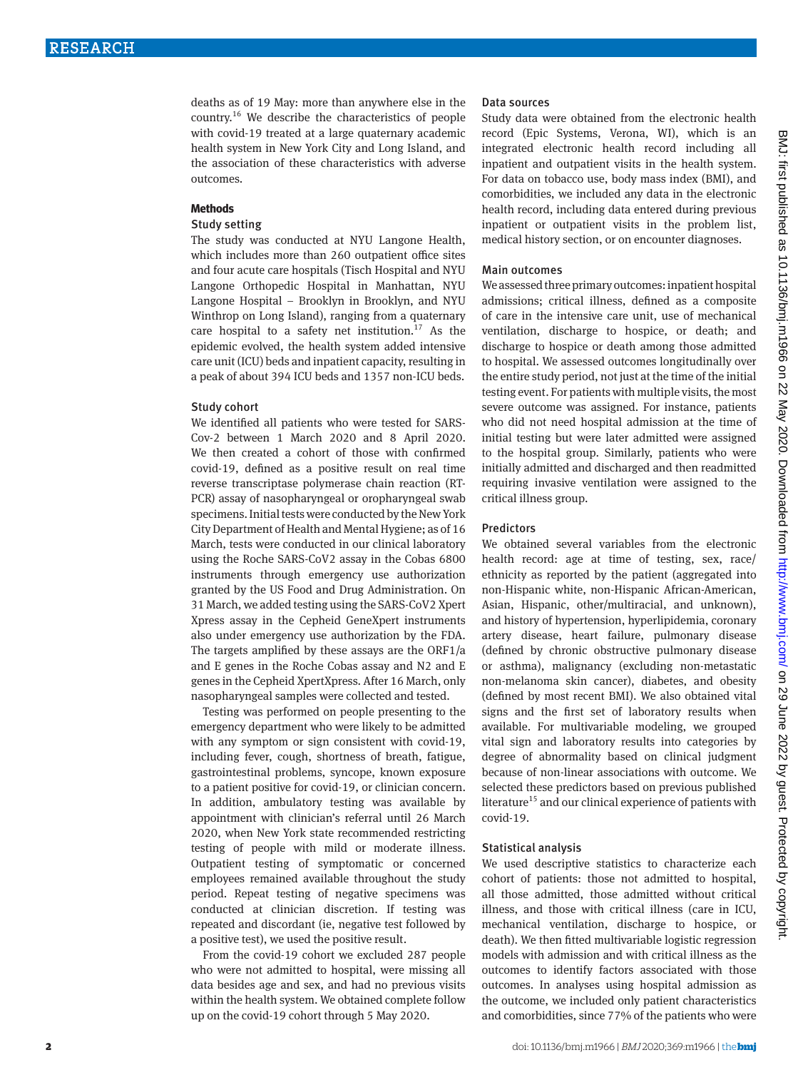deaths as of 19 May: more than anywhere else in the country.[16] We describe the characteristics of people with covid-19 treated at a large quaternary academic health system in New York City and Long Island, and the association of these characteristics with adverse outcomes.

## Methods

### Study setting

The study was conducted at NYU Langone Health, which includes more than 260 outpatient office sites and four acute care hospitals (Tisch Hospital and NYU Langone Orthopedic Hospital in Manhattan, NYU Langone Hospital – Brooklyn in Brooklyn, and NYU Winthrop on Long Island), ranging from a quaternary care hospital to a safety net institution.[17] As the epidemic evolved, the health system added intensive care unit (ICU) beds and inpatient capacity, resulting in a peak of about 394 ICU beds and 1357 non-ICU beds.

### Study cohort

We identified all patients who were tested for SARS-Cov-2 between 1 March 2020 and 8 April 2020. We then created a cohort of those with confirmed covid-19, defined as a positive result on real time reverse transcriptase polymerase chain reaction (RT-PCR) assay of nasopharyngeal or oropharyngeal swab specimens. Initial tests were conducted by the New York City Department of Health and Mental Hygiene; as of 16 March, tests were conducted in our clinical laboratory using the Roche SARS-CoV2 assay in the Cobas 6800 instruments through emergency use authorization granted by the US Food and Drug Administration. On 31 March, we added testing using the SARS-CoV2 Xpert Xpress assay in the Cepheid GeneXpert instruments also under emergency use authorization by the FDA. The targets amplified by these assays are the ORF1/a and E genes in the Roche Cobas assay and N2 and E genes in the Cepheid XpertXpress. After 16 March, only nasopharyngeal samples were collected and tested.

Testing was performed on people presenting to the emergency department who were likely to be admitted with any symptom or sign consistent with covid-19, including fever, cough, shortness of breath, fatigue, gastrointestinal problems, syncope, known exposure to a patient positive for covid-19, or clinician concern. In addition, ambulatory testing was available by appointment with clinician's referral until 26 March 2020, when New York state recommended restricting testing of people with mild or moderate illness. Outpatient testing of symptomatic or concerned employees remained available throughout the study period. Repeat testing of negative specimens was conducted at clinician discretion. If testing was repeated and discordant (ie, negative test followed by a positive test), we used the positive result.

From the covid-19 cohort we excluded 287 people who were not admitted to hospital, were missing all data besides age and sex, and had no previous visits within the health system. We obtained complete follow up on the covid-19 cohort through 5 May 2020.

### Data sources

Study data were obtained from the electronic health record (Epic Systems, Verona, WI), which is an integrated electronic health record including all inpatient and outpatient visits in the health system. For data on tobacco use, body mass index (BMI), and comorbidities, we included any data in the electronic health record, including data entered during previous inpatient or outpatient visits in the problem list, medical history section, or on encounter diagnoses.

### Main outcomes

We assessed three primary outcomes: inpatient hospital admissions; critical illness, defined as a composite of care in the intensive care unit, use of mechanical ventilation, discharge to hospice, or death; and discharge to hospice or death among those admitted to hospital. We assessed outcomes longitudinally over the entire study period, not just at the time of the initial testing event. For patients with multiple visits, the most severe outcome was assigned. For instance, patients who did not need hospital admission at the time of initial testing but were later admitted were assigned to the hospital group. Similarly, patients who were initially admitted and discharged and then readmitted requiring invasive ventilation were assigned to the critical illness group.

### Predictors

We obtained several variables from the electronic health record: age at time of testing, sex, race/ethnicity as reported by the patient (aggregated into non-Hispanic white, non-Hispanic African-American, Asian, Hispanic, other/multiracial, and unknown), and history of hypertension, hyperlipidemia, coronary artery disease, heart failure, pulmonary disease (defined by chronic obstructive pulmonary disease or asthma), malignancy (excluding non-metastatic non-melanoma skin cancer), diabetes, and obesity (defined by most recent BMI). We also obtained vital signs and the first set of laboratory results when available. For multivariable modeling, we grouped vital sign and laboratory results into categories by degree of abnormality based on clinical judgment because of non-linear associations with outcome. We selected these predictors based on previous published literature[15] and our clinical experience of patients with covid-19.

### Statistical analysis

We used descriptive statistics to characterize each cohort of patients: those not admitted to hospital, all those admitted, those admitted without critical illness, and those with critical illness (care in ICU, mechanical ventilation, discharge to hospice, or death). We then fitted multivariable logistic regression models with admission and with critical illness as the outcomes to identify factors associated with those outcomes. In analyses using hospital admission as the outcome, we included only patient characteristics and comorbidities, since 77% of the patients who were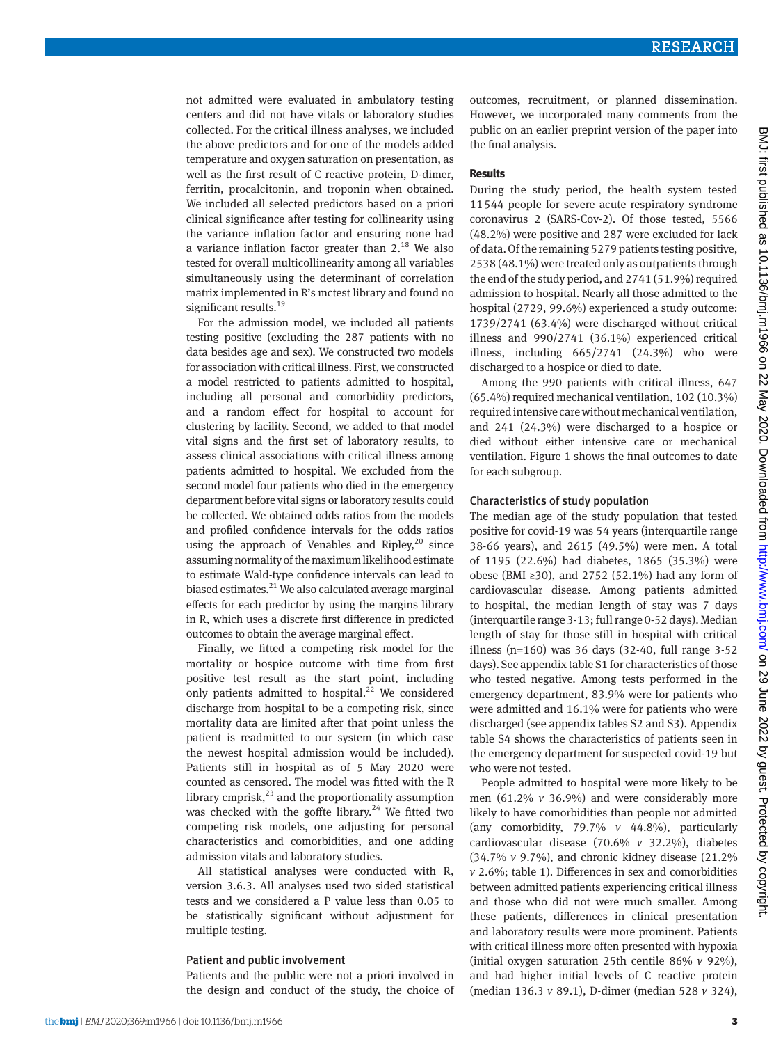not admitted were evaluated in ambulatory testing centers and did not have vitals or laboratory studies collected. For the critical illness analyses, we included the above predictors and for one of the models added temperature and oxygen saturation on presentation, as well as the first result of C reactive protein, D-dimer, ferritin, procalcitonin, and troponin when obtained. We included all selected predictors based on a priori clinical significance after testing for collinearity using the variance inflation factor and ensuring none had a variance inflation factor greater than 2.[18] We also tested for overall multicollinearity among all variables simultaneously using the determinant of correlation matrix implemented in R's mctest library and found no significant results.[19]

For the admission model, we included all patients testing positive (excluding the 287 patients with no data besides age and sex). We constructed two models for association with critical illness. First, we constructed a model restricted to patients admitted to hospital, including all personal and comorbidity predictors, and a random effect for hospital to account for clustering by facility. Second, we added to that model vital signs and the first set of laboratory results, to assess clinical associations with critical illness among patients admitted to hospital. We excluded from the second model four patients who died in the emergency department before vital signs or laboratory results could be collected. We obtained odds ratios from the models and profiled confidence intervals for the odds ratios using the approach of Venables and Ripley,[20] since assuming normality of the maximum likelihood estimate to estimate Wald-type confidence intervals can lead to biased estimates.[21] We also calculated average marginal effects for each predictor by using the margins library in R, which uses a discrete first difference in predicted outcomes to obtain the average marginal effect.

Finally, we fitted a competing risk model for the mortality or hospice outcome with time from first positive test result as the start point, including only patients admitted to hospital.[22] We considered discharge from hospital to be a competing risk, since mortality data are limited after that point unless the patient is readmitted to our system (in which case the newest hospital admission would be included). Patients still in hospital as of 5 May 2020 were counted as censored. The model was fitted with the R library cmprisk,[23] and the proportionality assumption was checked with the goffte library.[24] We fitted two competing risk models, one adjusting for personal characteristics and comorbidities, and one adding admission vitals and laboratory studies.

All statistical analyses were conducted with R, version 3.6.3. All analyses used two sided statistical tests and we considered a P value less than 0.05 to be statistically significant without adjustment for multiple testing.

### Patient and public involvement

Patients and the public were not a priori involved in the design and conduct of the study, the choice of outcomes, recruitment, or planned dissemination. However, we incorporated many comments from the public on an earlier preprint version of the paper into the final analysis.

## Results

During the study period, the health system tested 11 544 people for severe acute respiratory syndrome coronavirus 2 (SARS-Cov-2). Of those tested, 5566 (48.2%) were positive and 287 were excluded for lack of data. Of the remaining 5279 patients testing positive, 2538 (48.1%) were treated only as outpatients through the end of the study period, and 2741 (51.9%) required admission to hospital. Nearly all those admitted to the hospital (2729, 99.6%) experienced a study outcome: 1739/2741 (63.4%) were discharged without critical illness and 990/2741 (36.1%) experienced critical illness, including 665/2741 (24.3%) who were discharged to a hospice or died to date.

Among the 990 patients with critical illness, 647 (65.4%) required mechanical ventilation, 102 (10.3%) required intensive care without mechanical ventilation, and 241 (24.3%) were discharged to a hospice or died without either intensive care or mechanical ventilation. Figure 1 shows the final outcomes to date for each subgroup.

### Characteristics of study population

The median age of the study population that tested positive for covid-19 was 54 years (interquartile range 38-66 years), and 2615 (49.5%) were men. A total of 1195 (22.6%) had diabetes, 1865 (35.3%) were obese (BMI ≥30), and 2752 (52.1%) had any form of cardiovascular disease. Among patients admitted to hospital, the median length of stay was 7 days (interquartile range 3-13; full range 0-52 days). Median length of stay for those still in hospital with critical illness (n=160) was 36 days (32-40, full range 3-52 days). See appendix table S1 for characteristics of those who tested negative. Among tests performed in the emergency department, 83.9% were for patients who were admitted and 16.1% were for patients who were discharged (see appendix tables S2 and S3). Appendix table S4 shows the characteristics of patients seen in the emergency department for suspected covid-19 but who were not tested.

People admitted to hospital were more likely to be men (61.2% *v* 36.9%) and were considerably more likely to have comorbidities than people not admitted (any comorbidity, 79.7% *v* 44.8%), particularly cardiovascular disease (70.6% *v* 32.2%), diabetes (34.7% *v* 9.7%), and chronic kidney disease (21.2% *v* 2.6%; table 1). Differences in sex and comorbidities between admitted patients experiencing critical illness and those who did not were much smaller. Among these patients, differences in clinical presentation and laboratory results were more prominent. Patients with critical illness more often presented with hypoxia (initial oxygen saturation 25th centile 86% *v* 92%), and had higher initial levels of C reactive protein (median 136.3 *v* 89.1), D-dimer (median 528 *v* 324),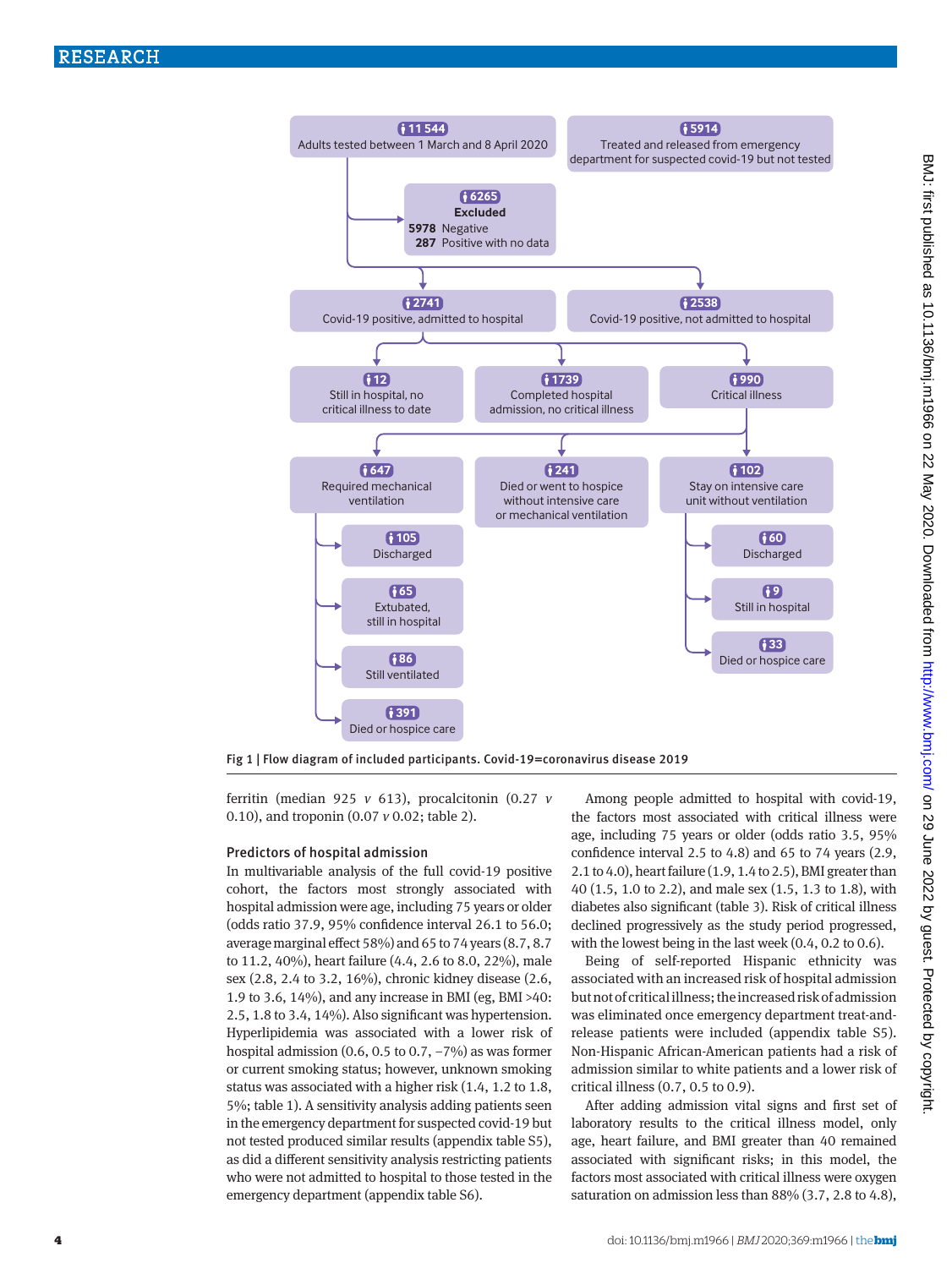Fig 1 | Flow diagram of included participants. Covid-19=coronavirus disease 2019

ferritin (median 925 *v* 613), procalcitonin (0.27 *v* 0.10), and troponin (0.07 *v* 0.02; table 2).

## Predictors of hospital admission

In multivariable analysis of the full covid-19 positive cohort, the factors most strongly associated with hospital admission were age, including 75 years or older (odds ratio 37.9, 95% confidence interval 26.1 to 56.0; average marginal effect 58%) and 65 to 74 years (8.7, 8.7 to 11.2, 40%), heart failure (4.4, 2.6 to 8.0, 22%), male sex (2.8, 2.4 to 3.2, 16%), chronic kidney disease (2.6, 1.9 to 3.6, 14%), and any increase in BMI (eg, BMI >40: 2.5, 1.8 to 3.4, 14%). Also significant was hypertension. Hyperlipidemia was associated with a lower risk of hospital admission (0.6, 0.5 to 0.7, −7%) as was former or current smoking status; however, unknown smoking status was associated with a higher risk (1.4, 1.2 to 1.8, 5%; table 1). A sensitivity analysis adding patients seen in the emergency department for suspected covid-19 but not tested produced similar results (appendix table S5), as did a different sensitivity analysis restricting patients who were not admitted to hospital to those tested in the emergency department (appendix table S6).

Among people admitted to hospital with covid-19, the factors most associated with critical illness were age, including 75 years or older (odds ratio 3.5, 95% confidence interval 2.5 to 4.8) and 65 to 74 years (2.9, 2.1 to 4.0), heart failure (1.9, 1.4 to 2.5), BMI greater than 40 (1.5, 1.0 to 2.2), and male sex (1.5, 1.3 to 1.8), with diabetes also significant (table 3). Risk of critical illness declined progressively as the study period progressed, with the lowest being in the last week (0.4, 0.2 to 0.6).

Being of self-reported Hispanic ethnicity was associated with an increased risk of hospital admission but not of critical illness; the increased risk of admission was eliminated once emergency department treat-and-release patients were included (appendix table S5). Non-Hispanic African-American patients had a risk of admission similar to white patients and a lower risk of critical illness (0.7, 0.5 to 0.9).

After adding admission vital signs and first set of laboratory results to the critical illness model, only age, heart failure, and BMI greater than 40 remained associated with significant risks; in this model, the factors most associated with critical illness were oxygen saturation on admission less than 88% (3.7, 2.8 to 4.8),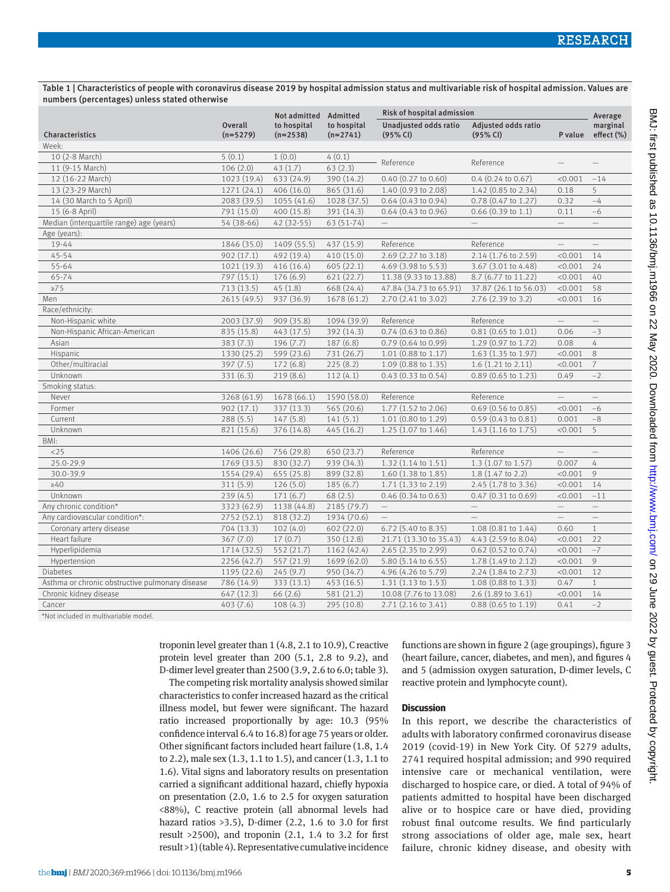Table 1 | Characteristics of people with coronavirus disease 2019 by hospital admission status and multivariable risk of hospital admission. Values are numbers (percentages) unless stated otherwise

| Characteristics | Overall (n=5279) | Not admitted to hospital (n=2538) | Admitted to hospital (n=2741) | Risk of hospital admission: Unadjusted odds ratio (95% CI) | Adjusted odds ratio (95% CI) | P value | Average marginal effect (%) |
|---|---|---|---|---|---|---|---|
| Week: | | | | | | | |
| 10 (2-8 March) | 5 (0.1) | 1 (0.0) | 4 (0.1) | Reference | Reference | — | — |
| 11 (9-15 March) | 106 (2.0) | 43 (1.7) | 63 (2.3) | | | | |
| 12 (16-22 March) | 1023 (19.4) | 633 (24.9) | 390 (14.2) | 0.40 (0.27 to 0.60) | 0.4 (0.24 to 0.67) | <0.001 | −14 |
| 13 (23-29 March) | 1271 (24.1) | 406 (16.0) | 865 (31.6) | 1.40 (0.93 to 2.08) | 1.42 (0.85 to 2.34) | 0.18 | 5 |
| 14 (30 March to 5 April) | 2083 (39.5) | 1055 (41.6) | 1028 (37.5) | 0.64 (0.43 to 0.94) | 0.78 (0.47 to 1.27) | 0.32 | −4 |
| 15 (6-8 April) | 791 (15.0) | 400 (15.8) | 391 (14.3) | 0.64 (0.43 to 0.96) | 0.66 (0.39 to 1.1) | 0.11 | −6 |
| Median (interquartile range) age (years) | 54 (38-66) | 42 (32-55) | 63 (51-74) | — | — | — | — |
| Age (years): | | | | | | | |
| 19-44 | 1846 (35.0) | 1409 (55.5) | 437 (15.9) | Reference | Reference | — | — |
| 45-54 | 902 (17.1) | 492 (19.4) | 410 (15.0) | 2.69 (2.27 to 3.18) | 2.14 (1.76 to 2.59) | <0.001 | 14 |
| 55-64 | 1021 (19.3) | 416 (16.4) | 605 (22.1) | 4.69 (3.98 to 5.53) | 3.67 (3.01 to 4.48) | <0.001 | 24 |
| 65-74 | 797 (15.1) | 176 (6.9) | 621 (22.7) | 11.38 (9.33 to 13.88) | 8.7 (6.77 to 11.22) | <0.001 | 40 |
| ≥75 | 713 (13.5) | 45 (1.8) | 668 (24.4) | 47.84 (34.73 to 65.91) | 37.87 (26.1 to 56.03) | <0.001 | 58 |
| Men | 2615 (49.5) | 937 (36.9) | 1678 (61.2) | 2.70 (2.41 to 3.02) | 2.76 (2.39 to 3.2) | <0.001 | 16 |
| Race/ethnicity: | | | | | | | |
| Non-Hispanic white | 2003 (37.9) | 909 (35.8) | 1094 (39.9) | Reference | Reference | — | — |
| Non-Hispanic African-American | 835 (15.8) | 443 (17.5) | 392 (14.3) | 0.74 (0.63 to 0.86) | 0.81 (0.65 to 1.01) | 0.06 | −3 |
| Asian | 383 (7.3) | 196 (7.7) | 187 (6.8) | 0.79 (0.64 to 0.99) | 1.29 (0.97 to 1.72) | 0.08 | 4 |
| Hispanic | 1330 (25.2) | 599 (23.6) | 731 (26.7) | 1.01 (0.88 to 1.17) | 1.63 (1.35 to 1.97) | <0.001 | 8 |
| Other/multiracial | 397 (7.5) | 172 (6.8) | 225 (8.2) | 1.09 (0.88 to 1.35) | 1.6 (1.21 to 2.11) | <0.001 | 7 |
| Unknown | 331 (6.3) | 219 (8.6) | 112 (4.1) | 0.43 (0.33 to 0.54) | 0.89 (0.65 to 1.23) | 0.49 | −2 |
| Smoking status: | | | | | | | |
| Never | 3268 (61.9) | 1678 (66.1) | 1590 (58.0) | Reference | Reference | — | — |
| Former | 902 (17.1) | 337 (13.3) | 565 (20.6) | 1.77 (1.52 to 2.06) | 0.69 (0.56 to 0.85) | <0.001 | −6 |
| Current | 288 (5.5) | 147 (5.8) | 141 (5.1) | 1.01 (0.80 to 1.29) | 0.59 (0.43 to 0.81) | 0.001 | −8 |
| Unknown | 821 (15.6) | 376 (14.8) | 445 (16.2) | 1.25 (1.07 to 1.46) | 1.43 (1.16 to 1.75) | <0.001 | 5 |
| BMI: | | | | | | | |
| <25 | 1406 (26.6) | 756 (29.8) | 650 (23.7) | Reference | Reference | — | — |
| 25.0-29.9 | 1769 (33.5) | 830 (32.7) | 939 (34.3) | 1.32 (1.14 to 1.51) | 1.3 (1.07 to 1.57) | 0.007 | 4 |
| 30.0-39.9 | 1554 (29.4) | 655 (25.8) | 899 (32.8) | 1.60 (1.38 to 1.85) | 1.8 (1.47 to 2.2) | <0.001 | 9 |
| ≥40 | 311 (5.9) | 126 (5.0) | 185 (6.7) | 1.71 (1.33 to 2.19) | 2.45 (1.78 to 3.36) | <0.001 | 14 |
| Unknown | 239 (4.5) | 171 (6.7) | 68 (2.5) | 0.46 (0.34 to 0.63) | 0.47 (0.31 to 0.69) | <0.001 | −11 |
| Any chronic condition* | 3323 (62.9) | 1138 (44.8) | 2185 (79.7) | — | — | — | — |
| Any cardiovascular condition*: | 2752 (52.1) | 818 (32.2) | 1934 (70.6) | — | — | — | — |
| Coronary artery disease | 704 (13.3) | 102 (4.0) | 602 (22.0) | 6.72 (5.40 to 8.35) | 1.08 (0.81 to 1.44) | 0.60 | 1 |
| Heart failure | 367 (7.0) | 17 (0.7) | 350 (12.8) | 21.71 (13.30 to 35.43) | 4.43 (2.59 to 8.04) | <0.001 | 22 |
| Hyperlipidemia | 1714 (32.5) | 552 (21.7) | 1162 (42.4) | 2.65 (2.35 to 2.99) | 0.62 (0.52 to 0.74) | <0.001 | −7 |
| Hypertension | 2256 (42.7) | 557 (21.9) | 1699 (62.0) | 5.80 (5.14 to 6.55) | 1.78 (1.49 to 2.12) | <0.001 | 9 |
| Diabetes | 1195 (22.6) | 245 (9.7) | 950 (34.7) | 4.96 (4.26 to 5.79) | 2.24 (1.84 to 2.73) | <0.001 | 12 |
| Asthma or chronic obstructive pulmonary disease | 786 (14.9) | 333 (13.1) | 453 (16.5) | 1.31 (1.13 to 1.53) | 1.08 (0.88 to 1.33) | 0.47 | 1 |
| Chronic kidney disease | 647 (12.3) | 66 (2.6) | 581 (21.2) | 10.08 (7.76 to 13.08) | 2.6 (1.89 to 3.61) | <0.001 | 14 |
| Cancer | 403 (7.6) | 108 (4.3) | 295 (10.8) | 2.71 (2.16 to 3.41) | 0.88 (0.65 to 1.19) | 0.41 | −2 |

*Not included in multivariable model.

troponin level greater than 1 (4.8, 2.1 to 10.9), C reactive protein level greater than 200 (5.1, 2.8 to 9.2), and D-dimer level greater than 2500 (3.9, 2.6 to 6.0; table 3).

The competing risk mortality analysis showed similar characteristics to confer increased hazard as the critical illness model, but fewer were significant. The hazard ratio increased proportionally by age: 10.3 (95% confidence interval 6.4 to 16.8) for age 75 years or older. Other significant factors included heart failure (1.8, 1.4 to 2.2), male sex (1.3, 1.1 to 1.5), and cancer (1.3, 1.1 to 1.6). Vital signs and laboratory results on presentation carried a significant additional hazard, chiefly hypoxia on presentation (2.0, 1.6 to 2.5 for oxygen saturation <88%), C reactive protein (all abnormal levels had hazard ratios >3.5), D-dimer (2.2, 1.6 to 3.0 for first result >2500), and troponin (2.1, 1.4 to 3.2 for first result >1) (table 4). Representative cumulative incidence functions are shown in figure 2 (age groupings), figure 3 (heart failure, cancer, diabetes, and men), and figures 4 and 5 (admission oxygen saturation, D-dimer levels, C reactive protein and lymphocyte count).

## Discussion

In this report, we describe the characteristics of adults with laboratory confirmed coronavirus disease 2019 (covid-19) in New York City. Of 5279 adults, 2741 required hospital admission; and 990 required intensive care or mechanical ventilation, were discharged to hospice care, or died. A total of 94% of patients admitted to hospital have been discharged alive or to hospice care or have died, providing robust final outcome results. We find particularly strong associations of older age, male sex, heart failure, chronic kidney disease, and obesity with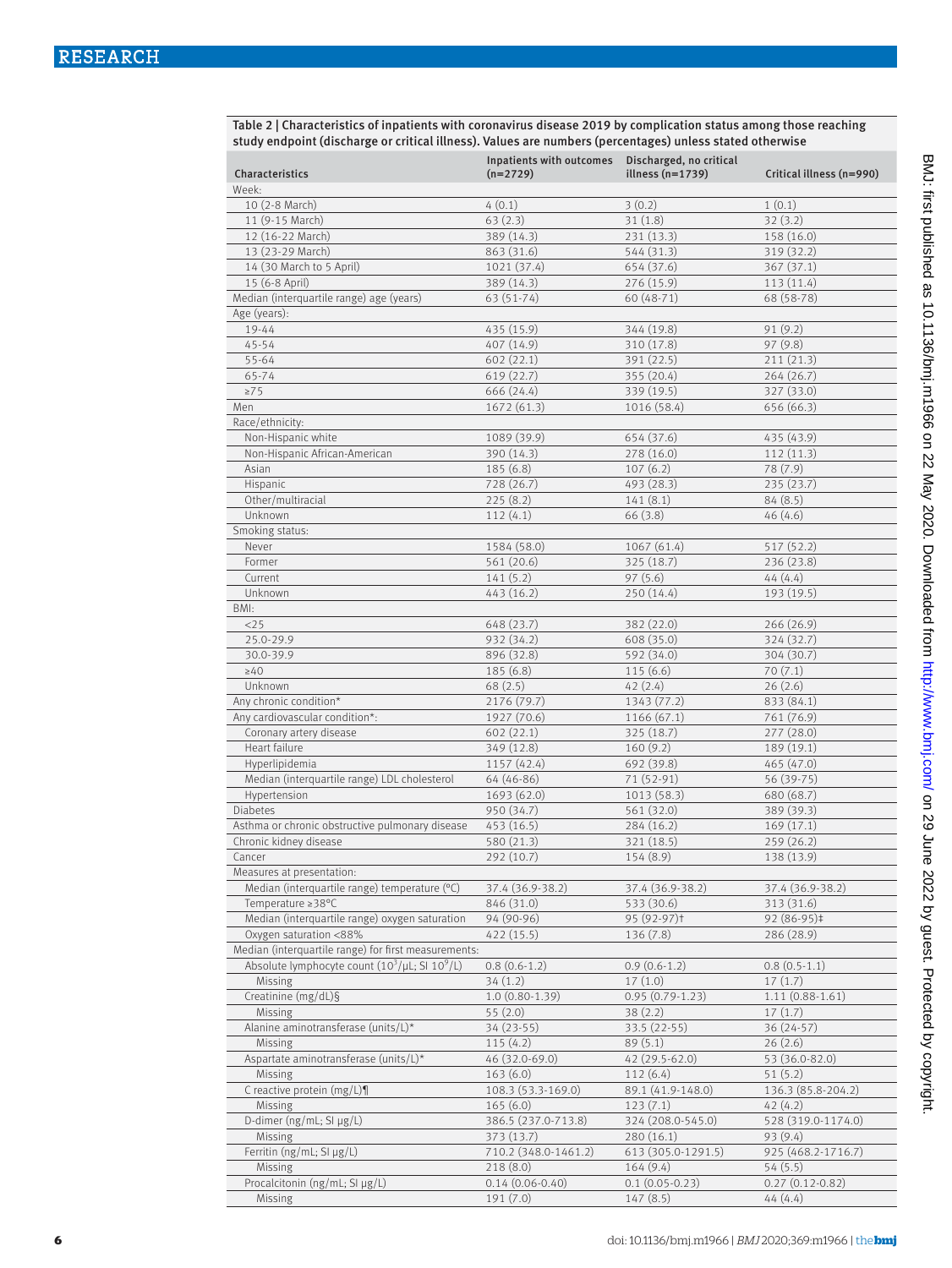Table 2 | Characteristics of inpatients with coronavirus disease 2019 by complication status among those reaching study endpoint (discharge or critical illness). Values are numbers (percentages) unless stated otherwise

| Characteristics | Inpatients with outcomes (n=2729) | Discharged, no critical illness (n=1739) | Critical illness (n=990) |
|---|---|---|---|
| Week: | | | |
| 10 (2-8 March) | 4 (0.1) | 3 (0.2) | 1 (0.1) |
| 11 (9-15 March) | 63 (2.3) | 31 (1.8) | 32 (3.2) |
| 12 (16-22 March) | 389 (14.3) | 231 (13.3) | 158 (16.0) |
| 13 (23-29 March) | 863 (31.6) | 544 (31.3) | 319 (32.2) |
| 14 (30 March to 5 April) | 1021 (37.4) | 654 (37.6) | 367 (37.1) |
| 15 (6-8 April) | 389 (14.3) | 276 (15.9) | 113 (11.4) |
| Median (interquartile range) age (years) | 63 (51-74) | 60 (48-71) | 68 (58-78) |
| Age (years): | | | |
| 19-44 | 435 (15.9) | 344 (19.8) | 91 (9.2) |
| 45-54 | 407 (14.9) | 310 (17.8) | 97 (9.8) |
| 55-64 | 602 (22.1) | 391 (22.5) | 211 (21.3) |
| 65-74 | 619 (22.7) | 355 (20.4) | 264 (26.7) |
| ≥75 | 666 (24.4) | 339 (19.5) | 327 (33.0) |
| Men | 1672 (61.3) | 1016 (58.4) | 656 (66.3) |
| Race/ethnicity: | | | |
| Non-Hispanic white | 1089 (39.9) | 654 (37.6) | 435 (43.9) |
| Non-Hispanic African-American | 390 (14.3) | 278 (16.0) | 112 (11.3) |
| Asian | 185 (6.8) | 107 (6.2) | 78 (7.9) |
| Hispanic | 728 (26.7) | 493 (28.3) | 235 (23.7) |
| Other/multiracial | 225 (8.2) | 141 (8.1) | 84 (8.5) |
| Unknown | 112 (4.1) | 66 (3.8) | 46 (4.6) |
| Smoking status: | | | |
| Never | 1584 (58.0) | 1067 (61.4) | 517 (52.2) |
| Former | 561 (20.6) | 325 (18.7) | 236 (23.8) |
| Current | 141 (5.2) | 97 (5.6) | 44 (4.4) |
| Unknown | 443 (16.2) | 250 (14.4) | 193 (19.5) |
| BMI: | | | |
| <25 | 648 (23.7) | 382 (22.0) | 266 (26.9) |
| 25.0-29.9 | 932 (34.2) | 608 (35.0) | 324 (32.7) |
| 30.0-39.9 | 896 (32.8) | 592 (34.0) | 304 (30.7) |
| ≥40 | 185 (6.8) | 115 (6.6) | 70 (7.1) |
| Unknown | 68 (2.5) | 42 (2.4) | 26 (2.6) |
| Any chronic condition* | 2176 (79.7) | 1343 (77.2) | 833 (84.1) |
| Any cardiovascular condition*: | 1927 (70.6) | 1166 (67.1) | 761 (76.9) |
| Coronary artery disease | 602 (22.1) | 325 (18.7) | 277 (28.0) |
| Heart failure | 349 (12.8) | 160 (9.2) | 189 (19.1) |
| Hyperlipidemia | 1157 (42.4) | 692 (39.8) | 465 (47.0) |
| Median (interquartile range) LDL cholesterol | 64 (46-86) | 71 (52-91) | 56 (39-75) |
| Hypertension | 1693 (62.0) | 1013 (58.3) | 680 (68.7) |
| Diabetes | 950 (34.7) | 561 (32.0) | 389 (39.3) |
| Asthma or chronic obstructive pulmonary disease | 453 (16.5) | 284 (16.2) | 169 (17.1) |
| Chronic kidney disease | 580 (21.3) | 321 (18.5) | 259 (26.2) |
| Cancer | 292 (10.7) | 154 (8.9) | 138 (13.9) |
| Measures at presentation: | | | |
| Median (interquartile range) temperature (°C) | 37.4 (36.9-38.2) | 37.4 (36.9-38.2) | 37.4 (36.9-38.2) |
| Temperature ≥38°C | 846 (31.0) | 533 (30.6) | 313 (31.6) |
| Median (interquartile range) oxygen saturation | 94 (90-96) | 95 (92-97)† | 92 (86-95)‡ |
| Oxygen saturation <88% | 422 (15.5) | 136 (7.8) | 286 (28.9) |
| Median (interquartile range) for first measurements: | | | |
| Absolute lymphocyte count ($10^3$/μL; SI $10^9$/L) | 0.8 (0.6-1.2) | 0.9 (0.6-1.2) | 0.8 (0.5-1.1) |
| Missing | 34 (1.2) | 17 (1.0) | 17 (1.7) |
| Creatinine (mg/dL)§ | 1.0 (0.80-1.39) | 0.95 (0.79-1.23) | 1.11 (0.88-1.61) |
| Missing | 55 (2.0) | 38 (2.2) | 17 (1.7) |
| Alanine aminotransferase (units/L)* | 34 (23-55) | 33.5 (22-55) | 36 (24-57) |
| Missing | 115 (4.2) | 89 (5.1) | 26 (2.6) |
| Aspartate aminotransferase (units/L)* | 46 (32.0-69.0) | 42 (29.5-62.0) | 53 (36.0-82.0) |
| Missing | 163 (6.0) | 112 (6.4) | 51 (5.2) |
| C reactive protein (mg/L)¶ | 108.3 (53.3-169.0) | 89.1 (41.9-148.0) | 136.3 (85.8-204.2) |
| Missing | 165 (6.0) | 123 (7.1) | 42 (4.2) |
| D-dimer (ng/mL; SI μg/L) | 386.5 (237.0-713.8) | 324 (208.0-545.0) | 528 (319.0-1174.0) |
| Missing | 373 (13.7) | 280 (16.1) | 93 (9.4) |
| Ferritin (ng/mL; SI μg/L) | 710.2 (348.0-1461.2) | 613 (305.0-1291.5) | 925 (468.2-1716.7) |
| Missing | 218 (8.0) | 164 (9.4) | 54 (5.5) |
| Procalcitonin (ng/mL; SI μg/L) | 0.14 (0.06-0.40) | 0.1 (0.05-0.23) | 0.27 (0.12-0.82) |
| Missing | 191 (7.0) | 147 (8.5) | 44 (4.4) |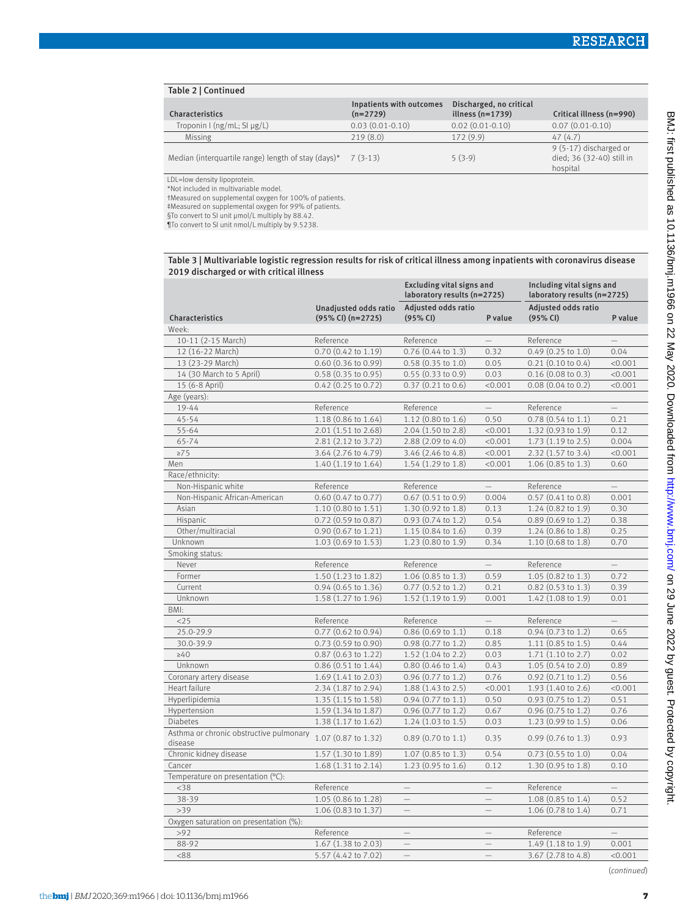Table 2 | Continued

| Characteristics | Inpatients with outcomes (n=2729) | Discharged, no critical illness (n=1739) | Critical illness (n=990) |
|---|---|---|---|
| Troponin I (ng/mL; SI μg/L) | 0.03 (0.01-0.10) | 0.02 (0.01-0.10) | 0.07 (0.01-0.10) |
| Missing | 219 (8.0) | 172 (9.9) | 47 (4.7) |
| Median (interquartile range) length of stay (days)* | 7 (3-13) | 5 (3-9) | 9 (5-17) discharged or died; 36 (32-40) still in hospital |

LDL=low density lipoprotein.
*Not included in multivariable model.
†Measured on supplemental oxygen for 100% of patients.
‡Measured on supplemental oxygen for 99% of patients.
§To convert to SI unit μmol/L multiply by 88.42.
¶To convert to SI unit nmol/L multiply by 9.5238.

Table 3 | Multivariable logistic regression results for risk of critical illness among inpatients with coronavirus disease 2019 discharged or with critical illness

| | | Excluding vital signs and laboratory results (n=2725) | | Including vital signs and laboratory results (n=2725) | |
|---|---|---|---|---|---|
| Characteristics | Unadjusted odds ratio (95% CI) (n=2725) | Adjusted odds ratio (95% CI) | P value | Adjusted odds ratio (95% CI) | P value |
| Week: | | | | | |
| 10-11 (2-15 March) | Reference | Reference | — | Reference | — |
| 12 (16-22 March) | 0.70 (0.42 to 1.19) | 0.76 (0.44 to 1.3) | 0.32 | 0.49 (0.25 to 1.0) | 0.04 |
| 13 (23-29 March) | 0.60 (0.36 to 0.99) | 0.58 (0.35 to 1.0) | 0.05 | 0.21 (0.10 to 0.4) | <0.001 |
| 14 (30 March to 5 April) | 0.58 (0.35 to 0.95) | 0.55 (0.33 to 0.9) | 0.03 | 0.16 (0.08 to 0.3) | <0.001 |
| 15 (6-8 April) | 0.42 (0.25 to 0.72) | 0.37 (0.21 to 0.6) | <0.001 | 0.08 (0.04 to 0.2) | <0.001 |
| Age (years): | | | | | |
| 19-44 | Reference | Reference | — | Reference | — |
| 45-54 | 1.18 (0.86 to 1.64) | 1.12 (0.80 to 1.6) | 0.50 | 0.78 (0.54 to 1.1) | 0.21 |
| 55-64 | 2.01 (1.51 to 2.68) | 2.04 (1.50 to 2.8) | <0.001 | 1.32 (0.93 to 1.9) | 0.12 |
| 65-74 | 2.81 (2.12 to 3.72) | 2.88 (2.09 to 4.0) | <0.001 | 1.73 (1.19 to 2.5) | 0.004 |
| ≥75 | 3.64 (2.76 to 4.79) | 3.46 (2.46 to 4.8) | <0.001 | 2.32 (1.57 to 3.4) | <0.001 |
| Men | 1.40 (1.19 to 1.64) | 1.54 (1.29 to 1.8) | <0.001 | 1.06 (0.85 to 1.3) | 0.60 |
| Race/ethnicity: | | | | | |
| Non-Hispanic white | Reference | Reference | — | Reference | — |
| Non-Hispanic African-American | 0.60 (0.47 to 0.77) | 0.67 (0.51 to 0.9) | 0.004 | 0.57 (0.41 to 0.8) | 0.001 |
| Asian | 1.10 (0.80 to 1.51) | 1.30 (0.92 to 1.8) | 0.13 | 1.24 (0.82 to 1.9) | 0.30 |
| Hispanic | 0.72 (0.59 to 0.87) | 0.93 (0.74 to 1.2) | 0.54 | 0.89 (0.69 to 1.2) | 0.38 |
| Other/multiracial | 0.90 (0.67 to 1.21) | 1.15 (0.84 to 1.6) | 0.39 | 1.24 (0.86 to 1.8) | 0.25 |
| Unknown | 1.03 (0.69 to 1.53) | 1.23 (0.80 to 1.9) | 0.34 | 1.10 (0.68 to 1.8) | 0.70 |
| Smoking status: | | | | | |
| Never | Reference | Reference | — | Reference | — |
| Former | 1.50 (1.23 to 1.82) | 1.06 (0.85 to 1.3) | 0.59 | 1.05 (0.82 to 1.3) | 0.72 |
| Current | 0.94 (0.65 to 1.36) | 0.77 (0.52 to 1.2) | 0.21 | 0.82 (0.53 to 1.3) | 0.39 |
| Unknown | 1.58 (1.27 to 1.96) | 1.52 (1.19 to 1.9) | 0.001 | 1.42 (1.08 to 1.9) | 0.01 |
| BMI: | | | | | |
| <25 | Reference | Reference | — | Reference | — |
| 25.0-29.9 | 0.77 (0.62 to 0.94) | 0.86 (0.69 to 1.1) | 0.18 | 0.94 (0.73 to 1.2) | 0.65 |
| 30.0-39.9 | 0.73 (0.59 to 0.90) | 0.98 (0.77 to 1.2) | 0.85 | 1.11 (0.85 to 1.5) | 0.44 |
| ≥40 | 0.87 (0.63 to 1.22) | 1.52 (1.04 to 2.2) | 0.03 | 1.71 (1.10 to 2.7) | 0.02 |
| Unknown | 0.86 (0.51 to 1.44) | 0.80 (0.46 to 1.4) | 0.43 | 1.05 (0.54 to 2.0) | 0.89 |
| Coronary artery disease | 1.69 (1.41 to 2.03) | 0.96 (0.77 to 1.2) | 0.76 | 0.92 (0.71 to 1.2) | 0.56 |
| Heart failure | 2.34 (1.87 to 2.94) | 1.88 (1.43 to 2.5) | <0.001 | 1.93 (1.40 to 2.6) | <0.001 |
| Hyperlipidemia | 1.35 (1.15 to 1.58) | 0.94 (0.77 to 1.1) | 0.50 | 0.93 (0.75 to 1.2) | 0.51 |
| Hypertension | 1.59 (1.34 to 1.87) | 0.96 (0.77 to 1.2) | 0.67 | 0.96 (0.75 to 1.2) | 0.76 |
| Diabetes | 1.38 (1.17 to 1.62) | 1.24 (1.03 to 1.5) | 0.03 | 1.23 (0.99 to 1.5) | 0.06 |
| Asthma or chronic obstructive pulmonary disease | 1.07 (0.87 to 1.32) | 0.89 (0.70 to 1.1) | 0.35 | 0.99 (0.76 to 1.3) | 0.93 |
| Chronic kidney disease | 1.57 (1.30 to 1.89) | 1.07 (0.85 to 1.3) | 0.54 | 0.73 (0.55 to 1.0) | 0.04 |
| Cancer | 1.68 (1.31 to 2.14) | 1.23 (0.95 to 1.6) | 0.12 | 1.30 (0.95 to 1.8) | 0.10 |
| Temperature on presentation (°C): | | | | | |
| <38 | Reference | — | — | Reference | — |
| 38-39 | 1.05 (0.86 to 1.28) | — | — | 1.08 (0.85 to 1.4) | 0.52 |
| >39 | 1.06 (0.83 to 1.37) | — | — | 1.06 (0.78 to 1.4) | 0.71 |
| Oxygen saturation on presentation (%): | | | | | |
| >92 | Reference | — | — | Reference | — |
| 88-92 | 1.67 (1.38 to 2.03) | — | — | 1.49 (1.18 to 1.9) | 0.001 |
| <88 | 5.57 (4.42 to 7.02) | — | — | 3.67 (2.78 to 4.8) | <0.001 |

(continued)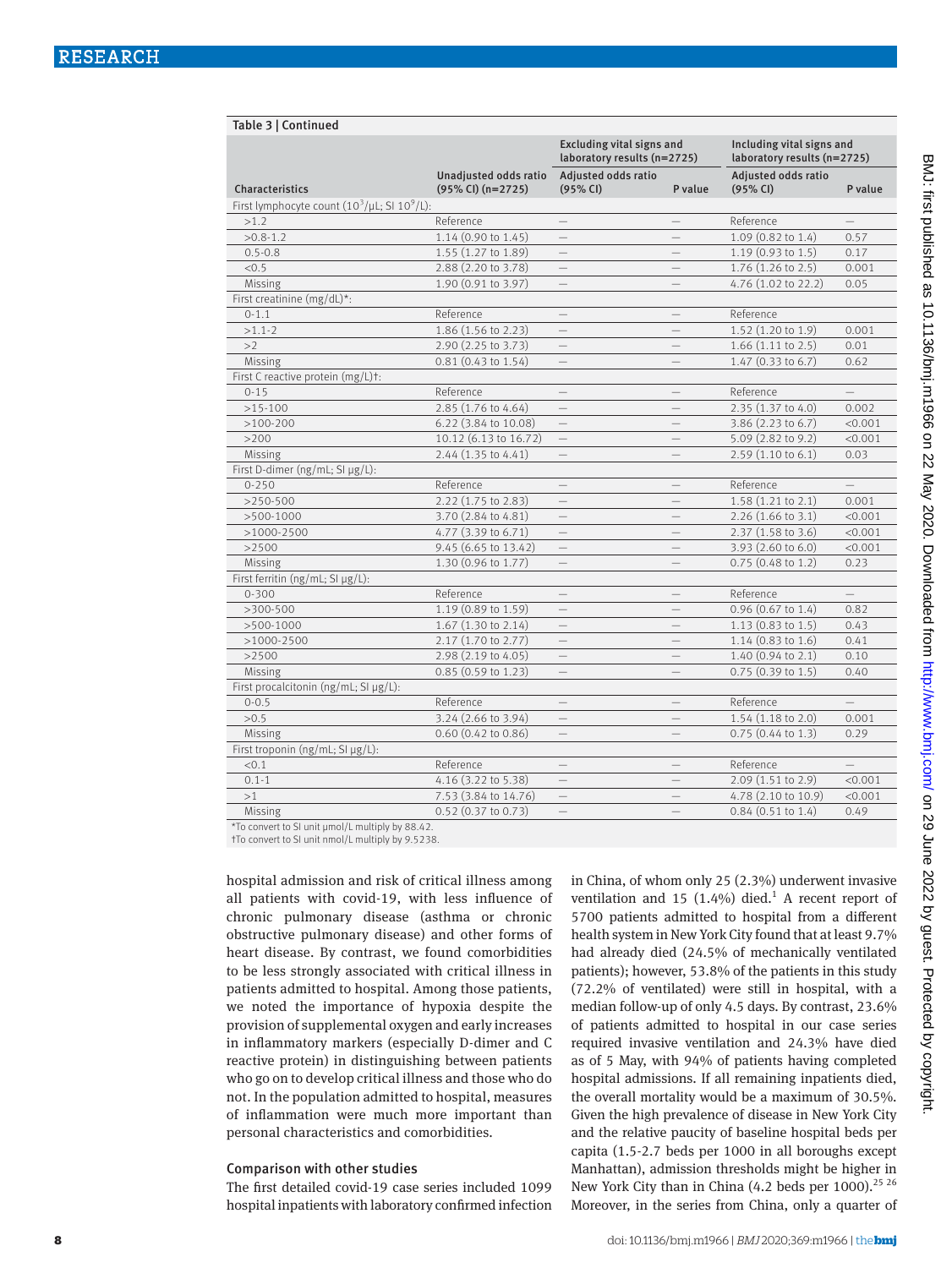Table 3 | Continued

| Characteristics | Unadjusted odds ratio (95% CI) (n=2725) | Excluding vital signs and laboratory results (n=2725) | | Including vital signs and laboratory results (n=2725) | |
|---|---|---|---|---|---|
| | | Adjusted odds ratio (95% CI) | P value | Adjusted odds ratio (95% CI) | P value |
| First lymphocyte count ($10^3$/μL; SI $10^9$/L): | | | | | |
| >1.2 | Reference | — | — | Reference | — |
| >0.8-1.2 | 1.14 (0.90 to 1.45) | — | — | 1.09 (0.82 to 1.4) | 0.57 |
| 0.5-0.8 | 1.55 (1.27 to 1.89) | — | — | 1.19 (0.93 to 1.5) | 0.17 |
| <0.5 | 2.88 (2.20 to 3.78) | — | — | 1.76 (1.26 to 2.5) | 0.001 |
| Missing | 1.90 (0.91 to 3.97) | — | — | 4.76 (1.02 to 22.2) | 0.05 |
| First creatinine (mg/dL)*: | | | | | |
| 0-1.1 | Reference | — | — | Reference | |
| >1.1-2 | 1.86 (1.56 to 2.23) | — | — | 1.52 (1.20 to 1.9) | 0.001 |
| >2 | 2.90 (2.25 to 3.73) | — | — | 1.66 (1.11 to 2.5) | 0.01 |
| Missing | 0.81 (0.43 to 1.54) | — | — | 1.47 (0.33 to 6.7) | 0.62 |
| First C reactive protein (mg/L)†: | | | | | |
| 0-15 | Reference | — | — | Reference | — |
| >15-100 | 2.85 (1.76 to 4.64) | — | — | 2.35 (1.37 to 4.0) | 0.002 |
| >100-200 | 6.22 (3.84 to 10.08) | — | — | 3.86 (2.23 to 6.7) | <0.001 |
| >200 | 10.12 (6.13 to 16.72) | — | — | 5.09 (2.82 to 9.2) | <0.001 |
| Missing | 2.44 (1.35 to 4.41) | — | — | 2.59 (1.10 to 6.1) | 0.03 |
| First D-dimer (ng/mL; SI μg/L): | | | | | |
| 0-250 | Reference | — | — | Reference | — |
| >250-500 | 2.22 (1.75 to 2.83) | — | — | 1.58 (1.21 to 2.1) | 0.001 |
| >500-1000 | 3.70 (2.84 to 4.81) | — | — | 2.26 (1.66 to 3.1) | <0.001 |
| >1000-2500 | 4.77 (3.39 to 6.71) | — | — | 2.37 (1.58 to 3.6) | <0.001 |
| >2500 | 9.45 (6.65 to 13.42) | — | — | 3.93 (2.60 to 6.0) | <0.001 |
| Missing | 1.30 (0.96 to 1.77) | — | — | 0.75 (0.48 to 1.2) | 0.23 |
| First ferritin (ng/mL; SI μg/L): | | | | | |
| 0-300 | Reference | — | — | Reference | — |
| >300-500 | 1.19 (0.89 to 1.59) | — | — | 0.96 (0.67 to 1.4) | 0.82 |
| >500-1000 | 1.67 (1.30 to 2.14) | — | — | 1.13 (0.83 to 1.5) | 0.43 |
| >1000-2500 | 2.17 (1.70 to 2.77) | — | — | 1.14 (0.83 to 1.6) | 0.41 |
| >2500 | 2.98 (2.19 to 4.05) | — | — | 1.40 (0.94 to 2.1) | 0.10 |
| Missing | 0.85 (0.59 to 1.23) | — | — | 0.75 (0.39 to 1.5) | 0.40 |
| First procalcitonin (ng/mL; SI μg/L): | | | | | |
| 0-0.5 | Reference | — | — | Reference | — |
| >0.5 | 3.24 (2.66 to 3.94) | — | — | 1.54 (1.18 to 2.0) | 0.001 |
| Missing | 0.60 (0.42 to 0.86) | — | — | 0.75 (0.44 to 1.3) | 0.29 |
| First troponin (ng/mL; SI μg/L): | | | | | |
| <0.1 | Reference | — | — | Reference | — |
| 0.1-1 | 4.16 (3.22 to 5.38) | — | — | 2.09 (1.51 to 2.9) | <0.001 |
| >1 | 7.53 (3.84 to 14.76) | — | — | 4.78 (2.10 to 10.9) | <0.001 |
| Missing | 0.52 (0.37 to 0.73) | — | — | 0.84 (0.51 to 1.4) | 0.49 |

*To convert to SI unit μmol/L multiply by 88.42.
†To convert to SI unit nmol/L multiply by 9.5238.

hospital admission and risk of critical illness among all patients with covid-19, with less influence of chronic pulmonary disease (asthma or chronic obstructive pulmonary disease) and other forms of heart disease. By contrast, we found comorbidities to be less strongly associated with critical illness in patients admitted to hospital. Among those patients, we noted the importance of hypoxia despite the provision of supplemental oxygen and early increases in inflammatory markers (especially D-dimer and C reactive protein) in distinguishing between patients who go on to develop critical illness and those who do not. In the population admitted to hospital, measures of inflammation were much more important than personal characteristics and comorbidities.

### Comparison with other studies

The first detailed covid-19 case series included 1099 hospital inpatients with laboratory confirmed infection in China, of whom only 25 (2.3%) underwent invasive ventilation and 15 (1.4%) died.[1] A recent report of 5700 patients admitted to hospital from a different health system in New York City found that at least 9.7% had already died (24.5% of mechanically ventilated patients); however, 53.8% of the patients in this study (72.2% of ventilated) were still in hospital, with a median follow-up of only 4.5 days. By contrast, 23.6% of patients admitted to hospital in our case series required invasive ventilation and 24.3% have died as of 5 May, with 94% of patients having completed hospital admissions. If all remaining inpatients died, the overall mortality would be a maximum of 30.5%. Given the high prevalence of disease in New York City and the relative paucity of baseline hospital beds per capita (1.5-2.7 beds per 1000 in all boroughs except Manhattan), admission thresholds might be higher in New York City than in China (4.2 beds per 1000).[25,26] Moreover, in the series from China, only a quarter of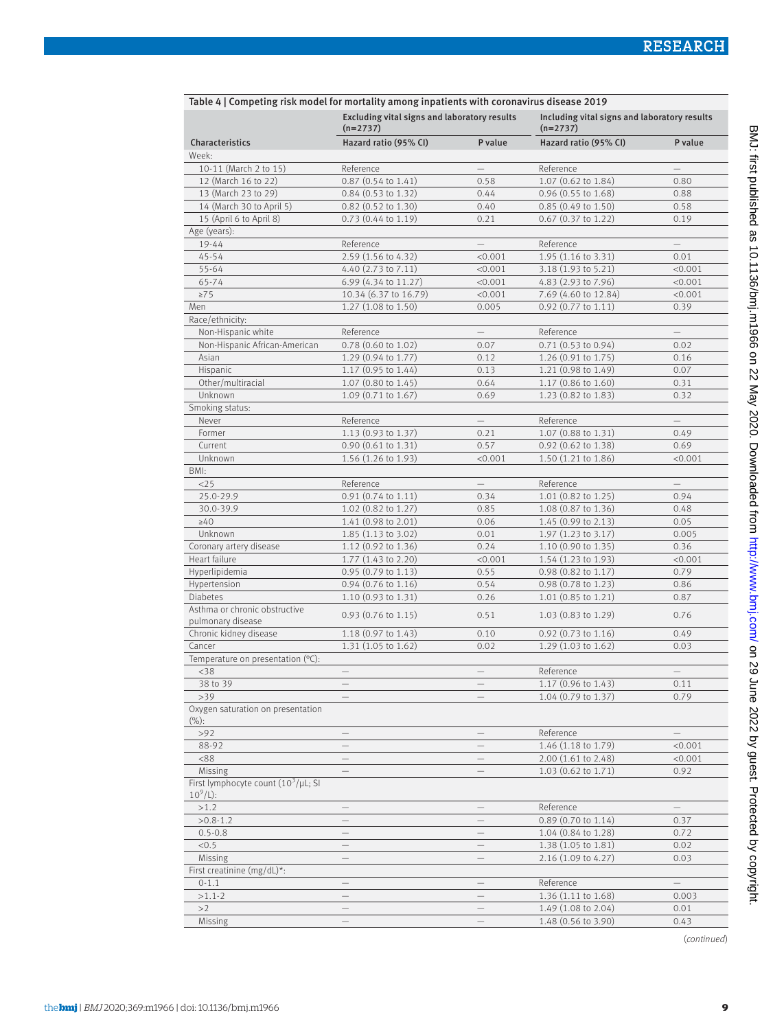Table 4 | Competing risk model for mortality among inpatients with coronavirus disease 2019

| | Excluding vital signs and laboratory results (n=2737) | | Including vital signs and laboratory results (n=2737) | |
|---|---|---|---|---|
| Characteristics | Hazard ratio (95% CI) | P value | Hazard ratio (95% CI) | P value |
| Week: | | | | |
| 10-11 (March 2 to 15) | Reference | — | Reference | — |
| 12 (March 16 to 22) | 0.87 (0.54 to 1.41) | 0.58 | 1.07 (0.62 to 1.84) | 0.80 |
| 13 (March 23 to 29) | 0.84 (0.53 to 1.32) | 0.44 | 0.96 (0.55 to 1.68) | 0.88 |
| 14 (March 30 to April 5) | 0.82 (0.52 to 1.30) | 0.40 | 0.85 (0.49 to 1.50) | 0.58 |
| 15 (April 6 to April 8) | 0.73 (0.44 to 1.19) | 0.21 | 0.67 (0.37 to 1.22) | 0.19 |
| Age (years): | | | | |
| 19-44 | Reference | — | Reference | — |
| 45-54 | 2.59 (1.56 to 4.32) | <0.001 | 1.95 (1.16 to 3.31) | 0.01 |
| 55-64 | 4.40 (2.73 to 7.11) | <0.001 | 3.18 (1.93 to 5.21) | <0.001 |
| 65-74 | 6.99 (4.34 to 11.27) | <0.001 | 4.83 (2.93 to 7.96) | <0.001 |
| ≥75 | 10.34 (6.37 to 16.79) | <0.001 | 7.69 (4.60 to 12.84) | <0.001 |
| Men | 1.27 (1.08 to 1.50) | 0.005 | 0.92 (0.77 to 1.11) | 0.39 |
| Race/ethnicity: | | | | |
| Non-Hispanic white | Reference | — | Reference | — |
| Non-Hispanic African-American | 0.78 (0.60 to 1.02) | 0.07 | 0.71 (0.53 to 0.94) | 0.02 |
| Asian | 1.29 (0.94 to 1.77) | 0.12 | 1.26 (0.91 to 1.75) | 0.16 |
| Hispanic | 1.17 (0.95 to 1.44) | 0.13 | 1.21 (0.98 to 1.49) | 0.07 |
| Other/multiracial | 1.07 (0.80 to 1.45) | 0.64 | 1.17 (0.86 to 1.60) | 0.31 |
| Unknown | 1.09 (0.71 to 1.67) | 0.69 | 1.23 (0.82 to 1.83) | 0.32 |
| Smoking status: | | | | |
| Never | Reference | — | Reference | — |
| Former | 1.13 (0.93 to 1.37) | 0.21 | 1.07 (0.88 to 1.31) | 0.49 |
| Current | 0.90 (0.61 to 1.31) | 0.57 | 0.92 (0.62 to 1.38) | 0.69 |
| Unknown | 1.56 (1.26 to 1.93) | <0.001 | 1.50 (1.21 to 1.86) | <0.001 |
| BMI: | | | | |
| <25 | Reference | — | Reference | — |
| 25.0-29.9 | 0.91 (0.74 to 1.11) | 0.34 | 1.01 (0.82 to 1.25) | 0.94 |
| 30.0-39.9 | 1.02 (0.82 to 1.27) | 0.85 | 1.08 (0.87 to 1.36) | 0.48 |
| ≥40 | 1.41 (0.98 to 2.01) | 0.06 | 1.45 (0.99 to 2.13) | 0.05 |
| Unknown | 1.85 (1.13 to 3.02) | 0.01 | 1.97 (1.23 to 3.17) | 0.005 |
| Coronary artery disease | 1.12 (0.92 to 1.36) | 0.24 | 1.10 (0.90 to 1.35) | 0.36 |
| Heart failure | 1.77 (1.43 to 2.20) | <0.001 | 1.54 (1.23 to 1.93) | <0.001 |
| Hyperlipidemia | 0.95 (0.79 to 1.13) | 0.55 | 0.98 (0.82 to 1.17) | 0.79 |
| Hypertension | 0.94 (0.76 to 1.16) | 0.54 | 0.98 (0.78 to 1.23) | 0.86 |
| Diabetes | 1.10 (0.93 to 1.31) | 0.26 | 1.01 (0.85 to 1.21) | 0.87 |
| Asthma or chronic obstructive pulmonary disease | 0.93 (0.76 to 1.15) | 0.51 | 1.03 (0.83 to 1.29) | 0.76 |
| Chronic kidney disease | 1.18 (0.97 to 1.43) | 0.10 | 0.92 (0.73 to 1.16) | 0.49 |
| Cancer | 1.31 (1.05 to 1.62) | 0.02 | 1.29 (1.03 to 1.62) | 0.03 |
| Temperature on presentation (°C): | | | | |
| <38 | — | — | Reference | — |
| 38 to 39 | — | — | 1.17 (0.96 to 1.43) | 0.11 |
| >39 | — | — | 1.04 (0.79 to 1.37) | 0.79 |
| Oxygen saturation on presentation (%): | | | | |
| >92 | — | — | Reference | — |
| 88-92 | — | — | 1.46 (1.18 to 1.79) | <0.001 |
| <88 | — | — | 2.00 (1.61 to 2.48) | <0.001 |
| Missing | — | — | 1.03 (0.62 to 1.71) | 0.92 |
| First lymphocyte count ($10^3$/μL; SI $10^9$/L): | | | | |
| >1.2 | — | — | Reference | — |
| >0.8-1.2 | — | — | 0.89 (0.70 to 1.14) | 0.37 |
| 0.5-0.8 | — | — | 1.04 (0.84 to 1.28) | 0.72 |
| <0.5 | — | — | 1.38 (1.05 to 1.81) | 0.02 |
| Missing | — | — | 2.16 (1.09 to 4.27) | 0.03 |
| First creatinine (mg/dL)*: | | | | |
| 0-1.1 | — | — | Reference | — |
| >1.1-2 | — | — | 1.36 (1.11 to 1.68) | 0.003 |
| >2 | — | — | 1.49 (1.08 to 2.04) | 0.01 |
| Missing | — | — | 1.48 (0.56 to 3.90) | 0.43 |

(*continued*)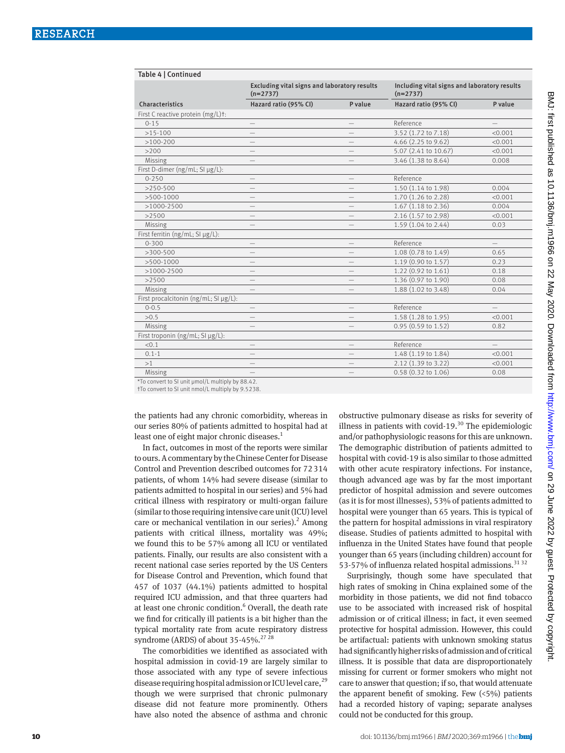Table 4 | Continued

| Characteristics | Excluding vital signs and laboratory results (n=2737) | | Including vital signs and laboratory results (n=2737) | |
|---|---|---|---|---|
| | Hazard ratio (95% CI) | P value | Hazard ratio (95% CI) | P value |
| First C reactive protein (mg/L)†: | | | | |
| 0-15 | — | — | Reference | — |
| >15-100 | — | — | 3.52 (1.72 to 7.18) | <0.001 |
| >100-200 | — | — | 4.66 (2.25 to 9.62) | <0.001 |
| >200 | — | — | 5.07 (2.41 to 10.67) | <0.001 |
| Missing | — | — | 3.46 (1.38 to 8.64) | 0.008 |
| First D-dimer (ng/mL; SI μg/L): | | | | |
| 0-250 | — | — | Reference | |
| >250-500 | — | — | 1.50 (1.14 to 1.98) | 0.004 |
| >500-1000 | — | — | 1.70 (1.26 to 2.28) | <0.001 |
| >1000-2500 | — | — | 1.67 (1.18 to 2.36) | 0.004 |
| >2500 | — | — | 2.16 (1.57 to 2.98) | <0.001 |
| Missing | — | — | 1.59 (1.04 to 2.44) | 0.03 |
| First ferritin (ng/mL; SI μg/L): | | | | |
| 0-300 | — | — | Reference | — |
| >300-500 | — | — | 1.08 (0.78 to 1.49) | 0.65 |
| >500-1000 | — | — | 1.19 (0.90 to 1.57) | 0.23 |
| >1000-2500 | — | — | 1.22 (0.92 to 1.61) | 0.18 |
| >2500 | — | — | 1.36 (0.97 to 1.90) | 0.08 |
| Missing | — | — | 1.88 (1.02 to 3.48) | 0.04 |
| First procalcitonin (ng/mL; SI μg/L): | | | | |
| 0-0.5 | — | — | Reference | — |
| >0.5 | — | — | 1.58 (1.28 to 1.95) | <0.001 |
| Missing | — | — | 0.95 (0.59 to 1.52) | 0.82 |
| First troponin (ng/mL; SI μg/L): | | | | |
| <0.1 | — | — | Reference | — |
| 0.1-1 | — | — | 1.48 (1.19 to 1.84) | <0.001 |
| >1 | — | — | 2.12 (1.39 to 3.22) | <0.001 |
| Missing | — | — | 0.58 (0.32 to 1.06) | 0.08 |

*To convert to SI unit μmol/L multiply by 88.42.
†To convert to SI unit nmol/L multiply by 9.5238.

the patients had any chronic comorbidity, whereas in our series 80% of patients admitted to hospital had at least one of eight major chronic diseases.[1]

In fact, outcomes in most of the reports were similar to ours. A commentary by the Chinese Center for Disease Control and Prevention described outcomes for 72 314 patients, of whom 14% had severe disease (similar to patients admitted to hospital in our series) and 5% had critical illness with respiratory or multi-organ failure (similar to those requiring intensive care unit (ICU) level care or mechanical ventilation in our series).[2] Among patients with critical illness, mortality was 49%; we found this to be 57% among all ICU or ventilated patients. Finally, our results are also consistent with a recent national case series reported by the US Centers for Disease Control and Prevention, which found that 457 of 1037 (44.1%) patients admitted to hospital required ICU admission, and that three quarters had at least one chronic condition.[6] Overall, the death rate we find for critically ill patients is a bit higher than the typical mortality rate from acute respiratory distress syndrome (ARDS) of about 35-45%.[27,28]

The comorbidities we identified as associated with hospital admission in covid-19 are largely similar to those associated with any type of severe infectious disease requiring hospital admission or ICU level care,[29] though we were surprised that chronic pulmonary disease did not feature more prominently. Others have also noted the absence of asthma and chronic obstructive pulmonary disease as risks for severity of illness in patients with covid-19.[30] The epidemiologic and/or pathophysiologic reasons for this are unknown. The demographic distribution of patients admitted to hospital with covid-19 is also similar to those admitted with other acute respiratory infections. For instance, though advanced age was by far the most important predictor of hospital admission and severe outcomes (as it is for most illnesses), 53% of patients admitted to hospital were younger than 65 years. This is typical of the pattern for hospital admissions in viral respiratory disease. Studies of patients admitted to hospital with influenza in the United States have found that people younger than 65 years (including children) account for 53-57% of influenza related hospital admissions.[31,32]

Surprisingly, though some have speculated that high rates of smoking in China explained some of the morbidity in those patients, we did not find tobacco use to be associated with increased risk of hospital admission or of critical illness; in fact, it even seemed protective for hospital admission. However, this could be artifactual: patients with unknown smoking status had significantly higher risks of admission and of critical illness. It is possible that data are disproportionately missing for current or former smokers who might not care to answer that question; if so, that would attenuate the apparent benefit of smoking. Few (<5%) patients had a recorded history of vaping; separate analyses could not be conducted for this group.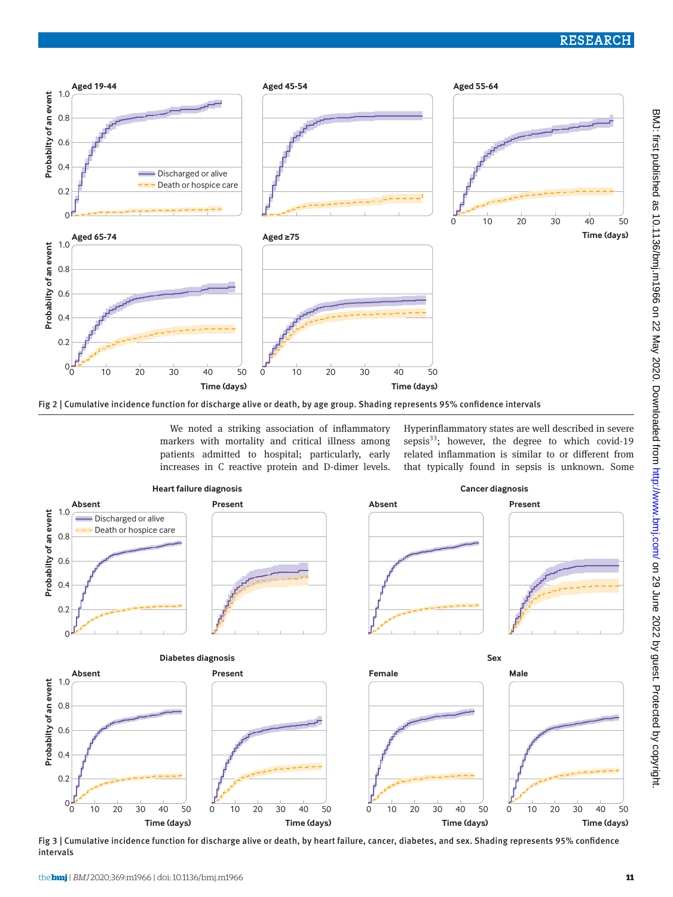Fig 2 | Cumulative incidence function for discharge alive or death, by age group. Shading represents 95% confidence intervals

We noted a striking association of inflammatory markers with mortality and critical illness among patients admitted to hospital; particularly, early increases in C reactive protein and D-dimer levels. Hyperinflammatory states are well described in severe sepsis[33]; however, the degree to which covid-19 related inflammation is similar to or different from that typically found in sepsis is unknown. Some

Fig 3 | Cumulative incidence function for discharge alive or death, by heart failure, cancer, diabetes, and sex. Shading represents 95% confidence intervals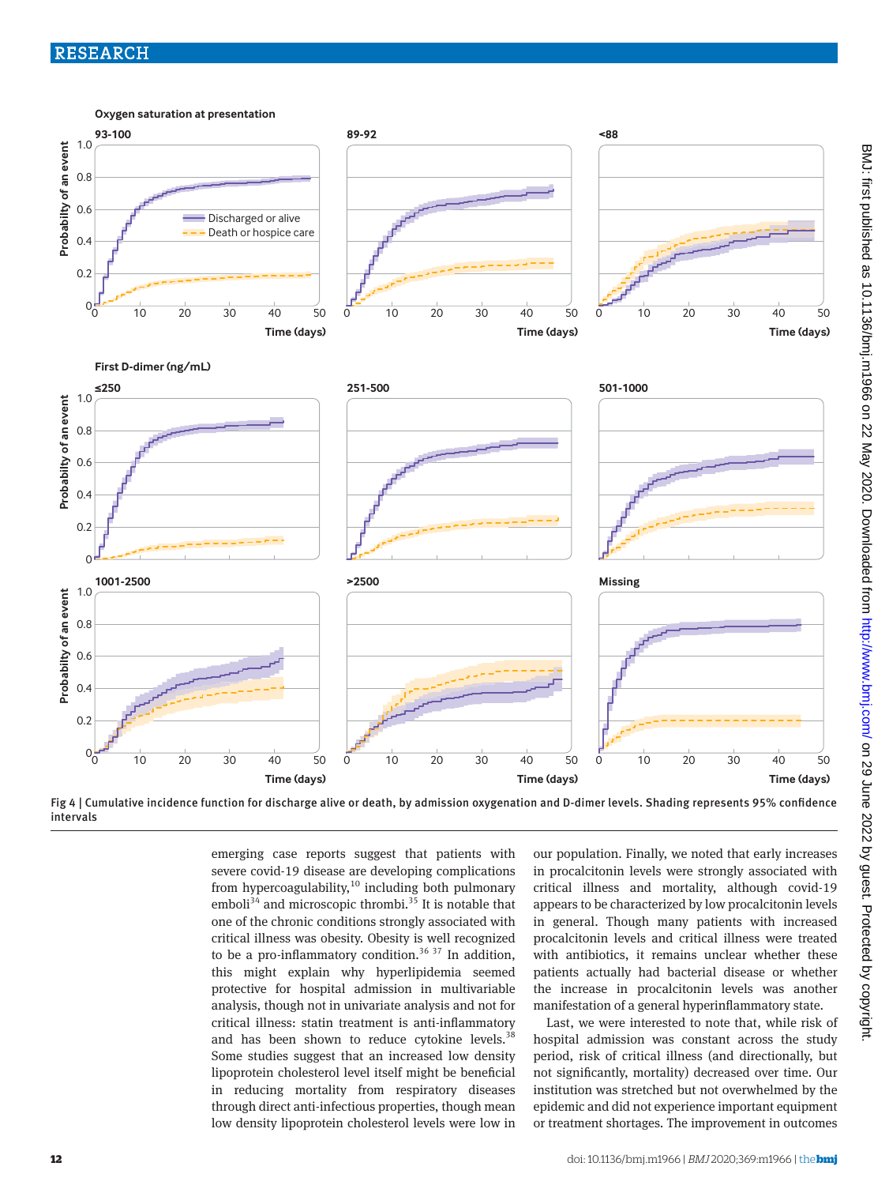Fig 4 | Cumulative incidence function for discharge alive or death, by admission oxygenation and D-dimer levels. Shading represents 95% confidence intervals

emerging case reports suggest that patients with severe covid-19 disease are developing complications from hypercoagulability,[10] including both pulmonary emboli[34] and microscopic thrombi.[35] It is notable that one of the chronic conditions strongly associated with critical illness was obesity. Obesity is well recognized to be a pro-inflammatory condition.[36 37] In addition, this might explain why hyperlipidemia seemed protective for hospital admission in multivariable analysis, though not in univariate analysis and not for critical illness: statin treatment is anti-inflammatory and has been shown to reduce cytokine levels.[38] Some studies suggest that an increased low density lipoprotein cholesterol level itself might be beneficial in reducing mortality from respiratory diseases through direct anti-infectious properties, though mean low density lipoprotein cholesterol levels were low in our population. Finally, we noted that early increases in procalcitonin levels were strongly associated with critical illness and mortality, although covid-19 appears to be characterized by low procalcitonin levels in general. Though many patients with increased procalcitonin levels and critical illness were treated with antibiotics, it remains unclear whether these patients actually had bacterial disease or whether the increase in procalcitonin levels was another manifestation of a general hyperinflammatory state.

Last, we were interested to note that, while risk of hospital admission was constant across the study period, risk of critical illness (and directionally, but not significantly, mortality) decreased over time. Our institution was stretched but not overwhelmed by the epidemic and did not experience important equipment or treatment shortages. The improvement in outcomes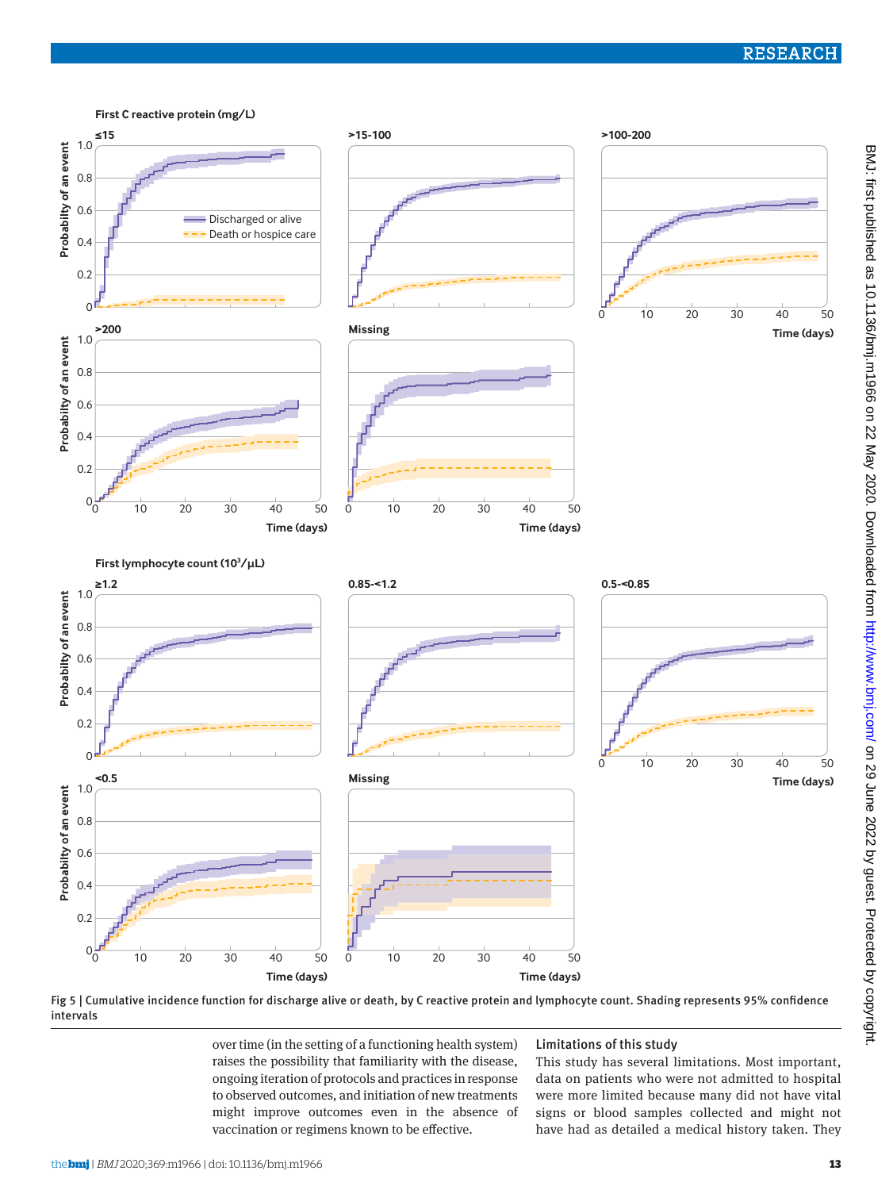Fig 5 | Cumulative incidence function for discharge alive or death, by C reactive protein and lymphocyte count. Shading represents 95% confidence intervals

over time (in the setting of a functioning health system) raises the possibility that familiarity with the disease, ongoing iteration of protocols and practices in response to observed outcomes, and initiation of new treatments might improve outcomes even in the absence of vaccination or regimens known to be effective.

## Limitations of this study

This study has several limitations. Most important, data on patients who were not admitted to hospital were more limited because many did not have vital signs or blood samples collected and might not have had as detailed a medical history taken. They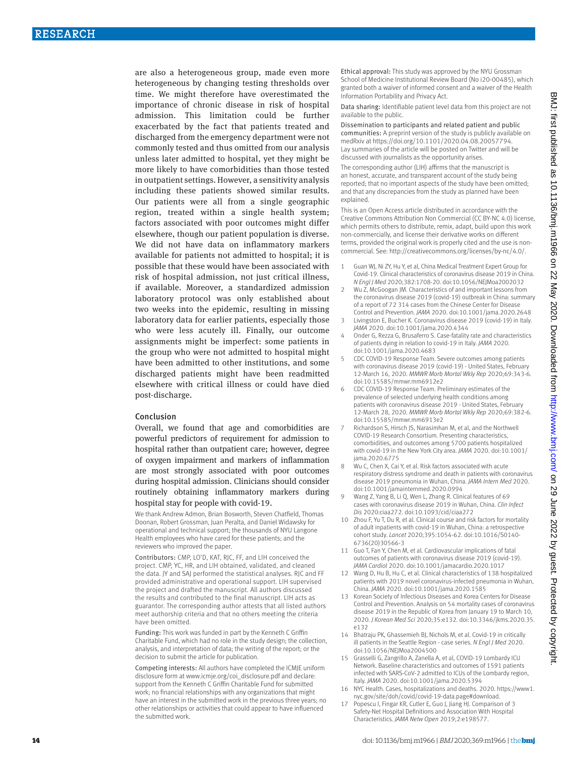are also a heterogeneous group, made even more heterogeneous by changing testing thresholds over time. We might therefore have overestimated the importance of chronic disease in risk of hospital admission. This limitation could be further exacerbated by the fact that patients treated and discharged from the emergency department were not commonly tested and thus omitted from our analysis unless later admitted to hospital, yet they might be more likely to have comorbidities than those tested in outpatient settings. However, a sensitivity analysis including these patients showed similar results. Our patients were all from a single geographic region, treated within a single health system; factors associated with poor outcomes might differ elsewhere, though our patient population is diverse. We did not have data on inflammatory markers available for patients not admitted to hospital; it is possible that these would have been associated with risk of hospital admission, not just critical illness, if available. Moreover, a standardized admission laboratory protocol was only established about two weeks into the epidemic, resulting in missing laboratory data for earlier patients, especially those who were less acutely ill. Finally, our outcome assignments might be imperfect: some patients in the group who were not admitted to hospital might have been admitted to other institutions, and some discharged patients might have been readmitted elsewhere with critical illness or could have died post-discharge.

## Conclusion

Overall, we found that age and comorbidities are powerful predictors of requirement for admission to hospital rather than outpatient care; however, degree of oxygen impairment and markers of inflammation are most strongly associated with poor outcomes during hospital admission. Clinicians should consider routinely obtaining inflammatory markers during hospital stay for people with covid-19.

We thank Andrew Admon, Brian Bosworth, Steven Chatfield, Thomas Doonan, Robert Grossman, Juan Peralta, and Daniel Widawsky for operational and technical support; the thousands of NYU Langone Health employees who have cared for these patients; and the reviewers who improved the paper.

**Contributors:** CMP, LO'D, KAT, RJC, FF, and LIH conceived the project. CMP, YC, HR, and LIH obtained, validated, and cleaned the data. JY and SAJ performed the statistical analyses. RJC and FF provided administrative and operational support. LIH supervised the project and drafted the manuscript. All authors discussed the results and contributed to the final manuscript. LIH acts as guarantor. The corresponding author attests that all listed authors meet authorship criteria and that no others meeting the criteria have been omitted.

**Funding:** This work was funded in part by the Kenneth C Griffin Charitable Fund, which had no role in the study design; the collection, analysis, and interpretation of data; the writing of the report; or the decision to submit the article for publication.

**Competing interests:** All authors have completed the ICMJE uniform disclosure form at www.icmje.org/coi_disclosure.pdf and declare: support from the Kenneth C Griffin Charitable Fund for submitted work; no financial relationships with any organizations that might have an interest in the submitted work in the previous three years; no other relationships or activities that could appear to have influenced the submitted work.

**Ethical approval:** This study was approved by the NYU Grossman School of Medicine Institutional Review Board (No i20-00485), which granted both a waiver of informed consent and a waiver of the Health Information Portability and Privacy Act.

**Data sharing:** Identifiable patient level data from this project are not available to the public.

**Dissemination to participants and related patient and public communities:** A preprint version of the study is publicly available on medRxiv at https://doi.org/10.1101/2020.04.08.20057794. Lay summaries of the article will be posted on Twitter and will be discussed with journalists as the opportunity arises.

The corresponding author (LIH) affirms that the manuscript is an honest, accurate, and transparent account of the study being reported; that no important aspects of the study have been omitted; and that any discrepancies from the study as planned have been explained.

This is an Open Access article distributed in accordance with the Creative Commons Attribution Non Commercial (CC BY-NC 4.0) license, which permits others to distribute, remix, adapt, build upon this work non-commercially, and license their derivative works on different terms, provided the original work is properly cited and the use is non-commercial. See: http://creativecommons.org/licenses/by-nc/4.0/.

1. Guan WJ, Ni ZY, Hu Y, et al, China Medical Treatment Expert Group for Covid-19. Clinical characteristics of coronavirus disease 2019 in China. *N Engl J Med* 2020;382:1708-20. doi:10.1056/NEJMoa2002032
2. Wu Z, McGoogan JM. Characteristics of and important lessons from the coronavirus disease 2019 (covid-19) outbreak in China: summary of a report of 72 314 cases from the Chinese Center for Disease Control and Prevention. *JAMA* 2020. doi:10.1001/jama.2020.2648
3. Livingston E, Bucher K. Coronavirus disease 2019 (covid-19) in Italy. *JAMA* 2020. doi:10.1001/jama.2020.4344
4. Onder G, Rezza G, Brusaferro S. Case-fatality rate and characteristics of patients dying in relation to covid-19 in Italy. *JAMA* 2020. doi:10.1001/jama.2020.4683
5. CDC COVID-19 Response Team. Severe outcomes among patients with coronavirus disease 2019 (covid-19) - United States, February 12-March 16, 2020. *MMWR Morb Mortal Wkly Rep* 2020;69:343-6. doi:10.15585/mmwr.mm6912e2
6. CDC COVID-19 Response Team. Preliminary estimates of the prevalence of selected underlying health conditions among patients with coronavirus disease 2019 - United States, February 12-March 28, 2020. *MMWR Morb Mortal Wkly Rep* 2020;69:382-6. doi:10.15585/mmwr.mm6913e2
7. Richardson S, Hirsch JS, Narasimhan M, et al, and the Northwell COVID-19 Research Consortium. Presenting characteristics, comorbidities, and outcomes among 5700 patients hospitalized with covid-19 in the New York City area. *JAMA* 2020. doi:10.1001/jama.2020.6775
8. Wu C, Chen X, Cai Y, et al. Risk factors associated with acute respiratory distress syndrome and death in patients with coronavirus disease 2019 pneumonia in Wuhan, China. *JAMA Intern Med* 2020. doi:10.1001/jamainternmed.2020.0994
9. Wang Z, Yang B, Li Q, Wen L, Zhang R. Clinical features of 69 cases with coronavirus disease 2019 in Wuhan, China. *Clin Infect Dis* 2020:ciaa272. doi:10.1093/cid/ciaa272
10. Zhou F, Yu T, Du R, et al. Clinical course and risk factors for mortality of adult inpatients with covid-19 in Wuhan, China: a retrospective cohort study. *Lancet* 2020;395:1054-62. doi:10.1016/S0140-6736(20)30566-3
11. Guo T, Fan Y, Chen M, et al. Cardiovascular implications of fatal outcomes of patients with coronavirus disease 2019 (covid-19). *JAMA Cardiol* 2020. doi:10.1001/jamacardio.2020.1017
12. Wang D, Hu B, Hu C, et al. Clinical characteristics of 138 hospitalized patients with 2019 novel coronavirus-infected pneumonia in Wuhan, China. *JAMA* 2020. doi:10.1001/jama.2020.1585
13. Korean Society of Infectious Diseases and Korea Centers for Disease Control and Prevention. Analysis on 54 mortality cases of coronavirus disease 2019 in the Republic of Korea from January 19 to March 10, 2020. *J Korean Med Sci* 2020;35:e132. doi:10.3346/jkms.2020.35.e132
14. Bhatraju PK, Ghassemieh BJ, Nichols M, et al. Covid-19 in critically ill patients in the Seattle Region - case series. *N Engl J Med* 2020. doi:10.1056/NEJMoa2004500
15. Grasselli G, Zangrillo A, Zanella A, et al, COVID-19 Lombardy ICU Network. Baseline characteristics and outcomes of 1591 patients infected with SARS-CoV-2 admitted to ICUs of the Lombardy region, Italy. *JAMA* 2020. doi:10.1001/jama.2020.5394
16. NYC Health. Cases, hospitalizations and deaths. 2020. https://www1.nyc.gov/site/doh/covid/covid-19-data.page#download.
17. Popescu I, Fingar KR, Cutler E, Guo J, Jiang HJ. Comparison of 3 Safety-Net Hospital Definitions and Association With Hospital Characteristics. *JAMA Netw Open* 2019;2:e198577.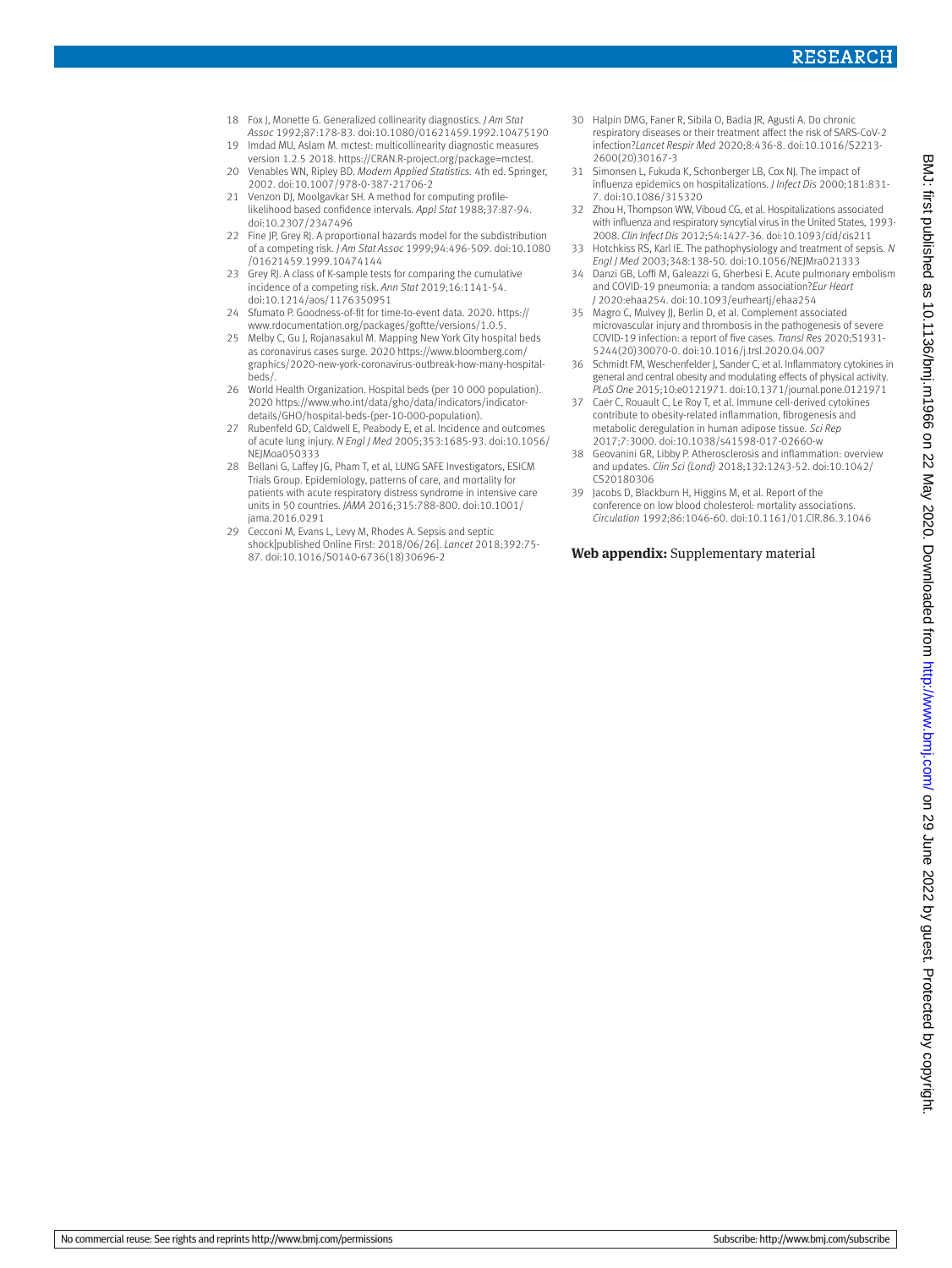18 Fox J, Monette G. Generalized collinearity diagnostics. *J Am Stat Assoc* 1992;87:178-83. doi:10.1080/01621459.1992.10475190

19 Imdad MU, Aslam M. mctest: multicollinearity diagnostic measures version 1.2.5 2018. https://CRAN.R-project.org/package=mctest.

20 Venables WN, Ripley BD. *Modern Applied Statistics.* 4th ed. Springer, 2002. doi:10.1007/978-0-387-21706-2

21 Venzon DJ, Moolgavkar SH. A method for computing profile-likelihood based confidence intervals. *Appl Stat* 1988;37:87-94. doi:10.2307/2347496

22 Fine JP, Grey RJ. A proportional hazards model for the subdistribution of a competing risk. *J Am Stat Assoc* 1999;94:496-509. doi:10.1080/01621459.1999.10474144

23 Grey RJ. A class of K-sample tests for comparing the cumulative incidence of a competing risk. *Ann Stat* 2019;16:1141-54. doi:10.1214/aos/1176350951

24 Sfumato P. Goodness-of-fit for time-to-event data. 2020. https://www.rdocumentation.org/packages/goftte/versions/1.0.5.

25 Melby C, Gu J, Rojanasakul M. Mapping New York City hospital beds as coronavirus cases surge. 2020 https://www.bloomberg.com/graphics/2020-new-york-coronavirus-outbreak-how-many-hospital-beds/.

26 World Health Organization. Hospital beds (per 10 000 population). 2020 https://www.who.int/data/gho/data/indicators/indicator-details/GHO/hospital-beds-(per-10-000-population).

27 Rubenfeld GD, Caldwell E, Peabody E, et al. Incidence and outcomes of acute lung injury. *N Engl J Med* 2005;353:1685-93. doi:10.1056/NEJMoa050333

28 Bellani G, Laffey JG, Pham T, et al, LUNG SAFE Investigators, ESICM Trials Group. Epidemiology, patterns of care, and mortality for patients with acute respiratory distress syndrome in intensive care units in 50 countries. *JAMA* 2016;315:788-800. doi:10.1001/jama.2016.0291

29 Cecconi M, Evans L, Levy M, Rhodes A. Sepsis and septic shock[published Online First: 2018/06/26]. *Lancet* 2018;392:75-87. doi:10.1016/S0140-6736(18)30696-2

30 Halpin DMG, Faner R, Sibila O, Badia JR, Agusti A. Do chronic respiratory diseases or their treatment affect the risk of SARS-CoV-2 infection?*Lancet Respir Med* 2020;8:436-8. doi:10.1016/S2213-2600(20)30167-3

31 Simonsen L, Fukuda K, Schonberger LB, Cox NJ. The impact of influenza epidemics on hospitalizations. *J Infect Dis* 2000;181:831-7. doi:10.1086/315320

32 Zhou H, Thompson WW, Viboud CG, et al. Hospitalizations associated with influenza and respiratory syncytial virus in the United States, 1993-2008. *Clin Infect Dis* 2012;54:1427-36. doi:10.1093/cid/cis211

33 Hotchkiss RS, Karl IE. The pathophysiology and treatment of sepsis. *N Engl J Med* 2003;348:138-50. doi:10.1056/NEJMra021333

34 Danzi GB, Loffi M, Galeazzi G, Gherbesi E. Acute pulmonary embolism and COVID-19 pneumonia: a random association?*Eur Heart J* 2020:ehaa254. doi:10.1093/eurheartj/ehaa254

35 Magro C, Mulvey JJ, Berlin D, et al. Complement associated microvascular injury and thrombosis in the pathogenesis of severe COVID-19 infection: a report of five cases. *Transl Res* 2020;S1931-5244(20)30070-0. doi:10.1016/j.trsl.2020.04.007

36 Schmidt FM, Weschenfelder J, Sander C, et al. Inflammatory cytokines in general and central obesity and modulating effects of physical activity. *PLoS One* 2015;10:e0121971. doi:10.1371/journal.pone.0121971

37 Caër C, Rouault C, Le Roy T, et al. Immune cell-derived cytokines contribute to obesity-related inflammation, fibrogenesis and metabolic deregulation in human adipose tissue. *Sci Rep* 2017;7:3000. doi:10.1038/s41598-017-02660-w

38 Geovanini GR, Libby P. Atherosclerosis and inflammation: overview and updates. *Clin Sci (Lond)* 2018;132:1243-52. doi:10.1042/CS20180306

39 Jacobs D, Blackburn H, Higgins M, et al. Report of the conference on low blood cholesterol: mortality associations. *Circulation* 1992;86:1046-60. doi:10.1161/01.CIR.86.3.1046

**Web appendix:** Supplementary material